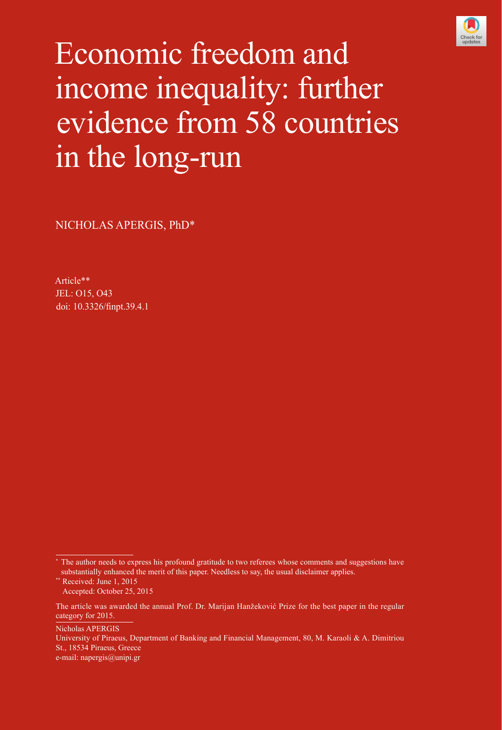# Economic freedom and income inequality: further evidence from 58 countries in the long-run

NICHOLAS APERGIS, PhD*

Article**
JEL: O15, O43
doi: 10.3326/fintp.39.4.1

---

\* The author needs to express his profound gratitude to two referees whose comments and suggestions have substantially enhanced the merit of this paper. Needless to say, the usual disclaimer applies.

\*\* Received: June 1, 2015
Accepted: October 25, 2015

The article was awarded the annual Prof. Dr. Marijan Hanžeković Prize for the best paper in the regular category for 2015.

Nicholas APERGIS
University of Piraeus, Department of Banking and Financial Management, 80, M. Karaoli & A. Dimitriou St., 18534 Piraeus, Greece
e-mail: napergis@unipi.gr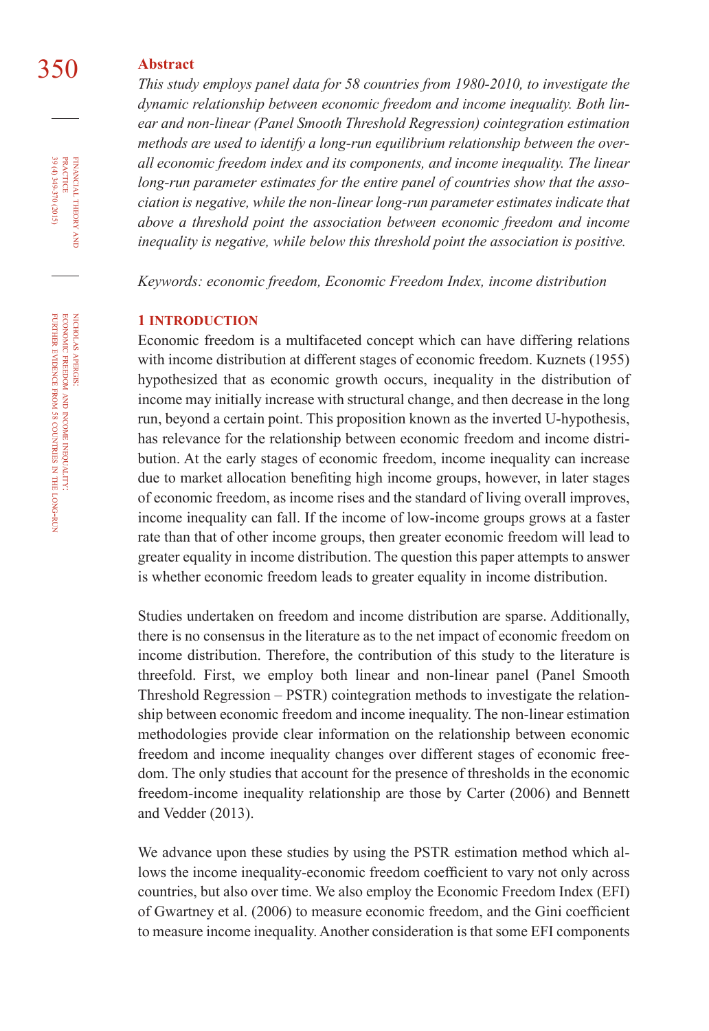## Abstract

*This study employs panel data for 58 countries from 1980-2010, to investigate the dynamic relationship between economic freedom and income inequality. Both linear and non-linear (Panel Smooth Threshold Regression) cointegration estimation methods are used to identify a long-run equilibrium relationship between the overall economic freedom index and its components, and income inequality. The linear long-run parameter estimates for the entire panel of countries show that the association is negative, while the non-linear long-run parameter estimates indicate that above a threshold point the association between economic freedom and income inequality is negative, while below this threshold point the association is positive.*

*Keywords: economic freedom, Economic Freedom Index, income distribution*

## 1 INTRODUCTION

Economic freedom is a multifaceted concept which can have differing relations with income distribution at different stages of economic freedom. Kuznets (1955) hypothesized that as economic growth occurs, inequality in the distribution of income may initially increase with structural change, and then decrease in the long run, beyond a certain point. This proposition known as the inverted U-hypothesis, has relevance for the relationship between economic freedom and income distribution. At the early stages of economic freedom, income inequality can increase due to market allocation benefiting high income groups, however, in later stages of economic freedom, as income rises and the standard of living overall improves, income inequality can fall. If the income of low-income groups grows at a faster rate than that of other income groups, then greater economic freedom will lead to greater equality in income distribution. The question this paper attempts to answer is whether economic freedom leads to greater equality in income distribution.

Studies undertaken on freedom and income distribution are sparse. Additionally, there is no consensus in the literature as to the net impact of economic freedom on income distribution. Therefore, the contribution of this study to the literature is threefold. First, we employ both linear and non-linear panel (Panel Smooth Threshold Regression – PSTR) cointegration methods to investigate the relationship between economic freedom and income inequality. The non-linear estimation methodologies provide clear information on the relationship between economic freedom and income inequality changes over different stages of economic freedom. The only studies that account for the presence of thresholds in the economic freedom-income inequality relationship are those by Carter (2006) and Bennett and Vedder (2013).

We advance upon these studies by using the PSTR estimation method which allows the income inequality-economic freedom coefficient to vary not only across countries, but also over time. We also employ the Economic Freedom Index (EFI) of Gwartney et al. (2006) to measure economic freedom, and the Gini coefficient to measure income inequality. Another consideration is that some EFI components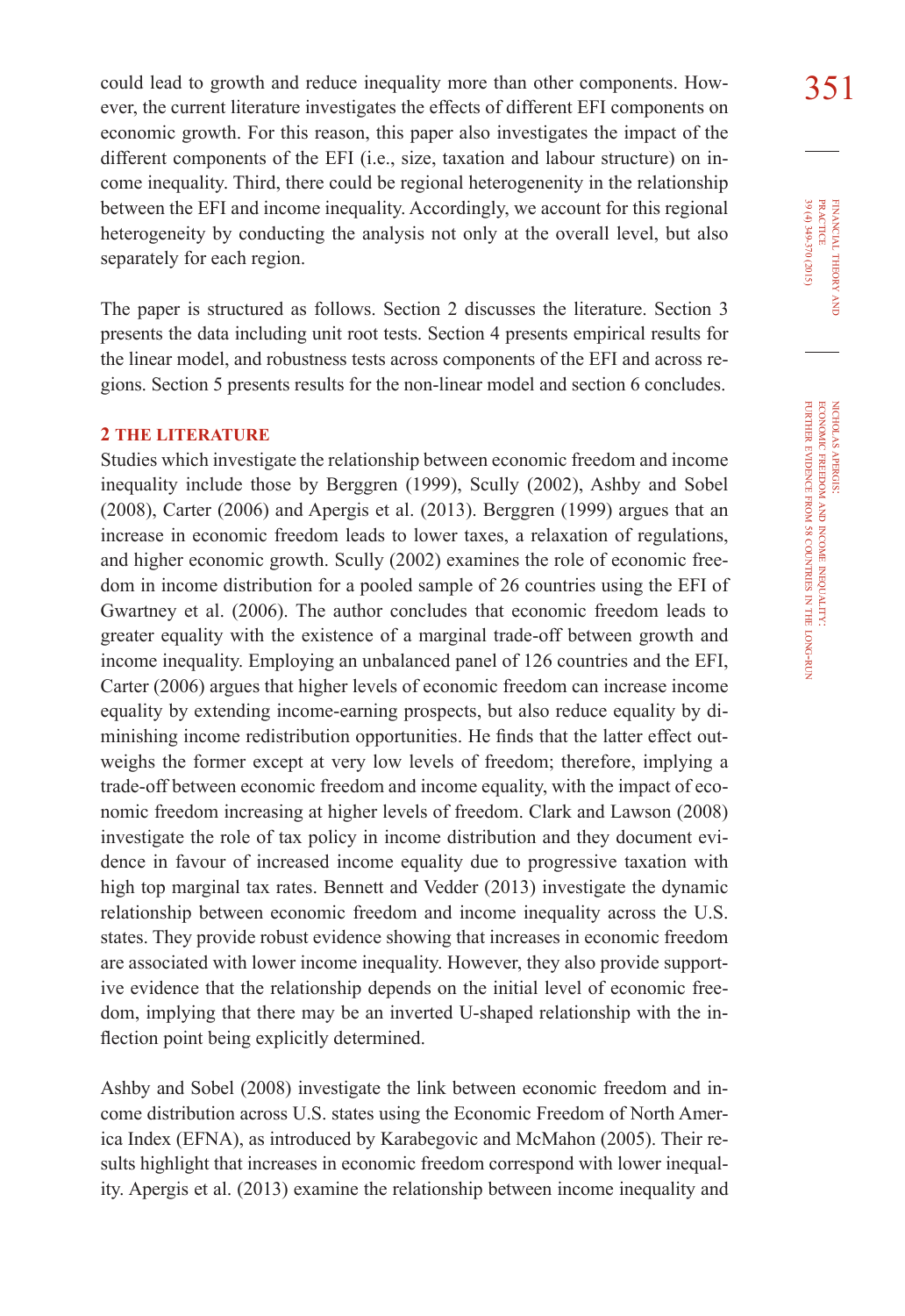could lead to growth and reduce inequality more than other components. However, the current literature investigates the effects of different EFI components on economic growth. For this reason, this paper also investigates the impact of the different components of the EFI (i.e., size, taxation and labour structure) on income inequality. Third, there could be regional heterogenenity in the relationship between the EFI and income inequality. Accordingly, we account for this regional heterogeneity by conducting the analysis not only at the overall level, but also separately for each region.

The paper is structured as follows. Section 2 discusses the literature. Section 3 presents the data including unit root tests. Section 4 presents empirical results for the linear model, and robustness tests across components of the EFI and across regions. Section 5 presents results for the non-linear model and section 6 concludes.

## 2 THE LITERATURE

Studies which investigate the relationship between economic freedom and income inequality include those by Berggren (1999), Scully (2002), Ashby and Sobel (2008), Carter (2006) and Apergis et al. (2013). Berggren (1999) argues that an increase in economic freedom leads to lower taxes, a relaxation of regulations, and higher economic growth. Scully (2002) examines the role of economic freedom in income distribution for a pooled sample of 26 countries using the EFI of Gwartney et al. (2006). The author concludes that economic freedom leads to greater equality with the existence of a marginal trade-off between growth and income inequality. Employing an unbalanced panel of 126 countries and the EFI, Carter (2006) argues that higher levels of economic freedom can increase income equality by extending income-earning prospects, but also reduce equality by diminishing income redistribution opportunities. He finds that the latter effect outweighs the former except at very low levels of freedom; therefore, implying a trade-off between economic freedom and income equality, with the impact of economic freedom increasing at higher levels of freedom. Clark and Lawson (2008) investigate the role of tax policy in income distribution and they document evidence in favour of increased income equality due to progressive taxation with high top marginal tax rates. Bennett and Vedder (2013) investigate the dynamic relationship between economic freedom and income inequality across the U.S. states. They provide robust evidence showing that increases in economic freedom are associated with lower income inequality. However, they also provide supportive evidence that the relationship depends on the initial level of economic freedom, implying that there may be an inverted U-shaped relationship with the inflection point being explicitly determined.

Ashby and Sobel (2008) investigate the link between economic freedom and income distribution across U.S. states using the Economic Freedom of North America Index (EFNA), as introduced by Karabegovic and McMahon (2005). Their results highlight that increases in economic freedom correspond with lower inequality. Apergis et al. (2013) examine the relationship between income inequality and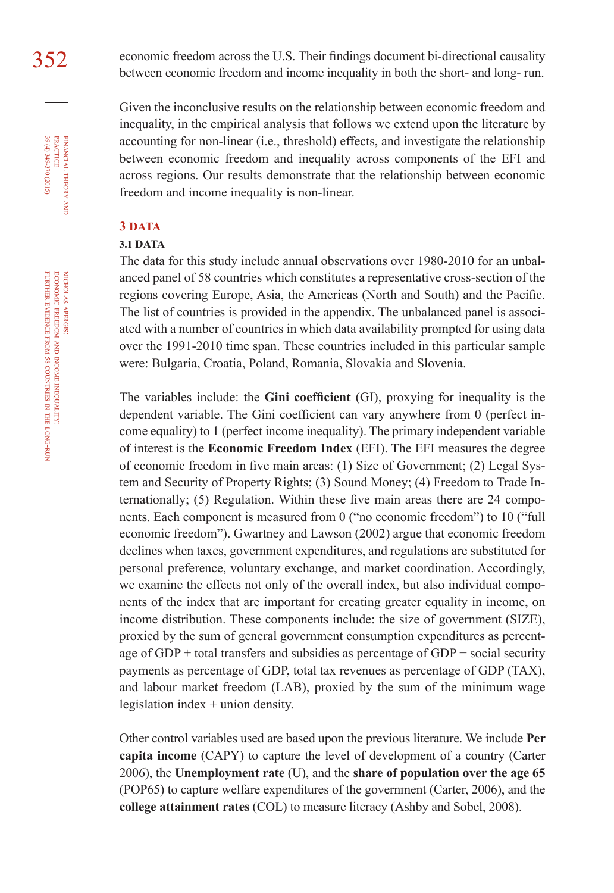economic freedom across the U.S. Their findings document bi-directional causality between economic freedom and income inequality in both the short- and long- run.

Given the inconclusive results on the relationship between economic freedom and inequality, in the empirical analysis that follows we extend upon the literature by accounting for non-linear (i.e., threshold) effects, and investigate the relationship between economic freedom and inequality across components of the EFI and across regions. Our results demonstrate that the relationship between economic freedom and income inequality is non-linear.

## 3 DATA

### 3.1 DATA

The data for this study include annual observations over 1980-2010 for an unbalanced panel of 58 countries which constitutes a representative cross-section of the regions covering Europe, Asia, the Americas (North and South) and the Pacific. The list of countries is provided in the appendix. The unbalanced panel is associated with a number of countries in which data availability prompted for using data over the 1991-2010 time span. These countries included in this particular sample were: Bulgaria, Croatia, Poland, Romania, Slovakia and Slovenia.

The variables include: the **Gini coefficient** (GI), proxying for inequality is the dependent variable. The Gini coefficient can vary anywhere from 0 (perfect income equality) to 1 (perfect income inequality). The primary independent variable of interest is the **Economic Freedom Index** (EFI). The EFI measures the degree of economic freedom in five main areas: (1) Size of Government; (2) Legal System and Security of Property Rights; (3) Sound Money; (4) Freedom to Trade Internationally; (5) Regulation. Within these five main areas there are 24 components. Each component is measured from 0 ("no economic freedom") to 10 ("full economic freedom"). Gwartney and Lawson (2002) argue that economic freedom declines when taxes, government expenditures, and regulations are substituted for personal preference, voluntary exchange, and market coordination. Accordingly, we examine the effects not only of the overall index, but also individual components of the index that are important for creating greater equality in income, on income distribution. These components include: the size of government (SIZE), proxied by the sum of general government consumption expenditures as percentage of GDP + total transfers and subsidies as percentage of GDP + social security payments as percentage of GDP, total tax revenues as percentage of GDP (TAX), and labour market freedom (LAB), proxied by the sum of the minimum wage legislation index + union density.

Other control variables used are based upon the previous literature. We include **Per capita income** (CAPY) to capture the level of development of a country (Carter 2006), the **Unemployment rate** (U), and the **share of population over the age 65** (POP65) to capture welfare expenditures of the government (Carter, 2006), and the **college attainment rates** (COL) to measure literacy (Ashby and Sobel, 2008).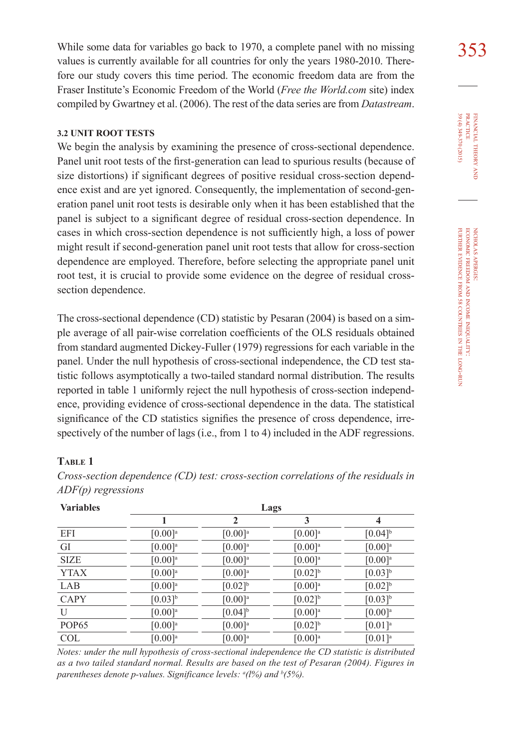While some data for variables go back to 1970, a complete panel with no missing values is currently available for all countries for only the years 1980-2010. Therefore our study covers this time period. The economic freedom data are from the Fraser Institute's Economic Freedom of the World (*Free the World.com* site) index compiled by Gwartney et al. (2006). The rest of the data series are from *Datastream*.

### 3.2 UNIT ROOT TESTS

We begin the analysis by examining the presence of cross-sectional dependence. Panel unit root tests of the first-generation can lead to spurious results (because of size distortions) if significant degrees of positive residual cross-section dependence exist and are yet ignored. Consequently, the implementation of second-generation panel unit root tests is desirable only when it has been established that the panel is subject to a significant degree of residual cross-section dependence. In cases in which cross-section dependence is not sufficiently high, a loss of power might result if second-generation panel unit root tests that allow for cross-section dependence are employed. Therefore, before selecting the appropriate panel unit root test, it is crucial to provide some evidence on the degree of residual cross-section dependence.

The cross-sectional dependence (CD) statistic by Pesaran (2004) is based on a simple average of all pair-wise correlation coefficients of the OLS residuals obtained from standard augmented Dickey-Fuller (1979) regressions for each variable in the panel. Under the null hypothesis of cross-sectional independence, the CD test statistic follows asymptotically a two-tailed standard normal distribution. The results reported in table 1 uniformly reject the null hypothesis of cross-section independence, providing evidence of cross-sectional dependence in the data. The statistical significance of the CD statistics signifies the presence of cross dependence, irrespectively of the number of lags (i.e., from 1 to 4) included in the ADF regressions.

**Table 1**

*Cross-section dependence (CD) test: cross-section correlations of the residuals in ADF(p) regressions*

| Variables | Lags | | | |
|---|---|---|---|---|
| | 1 | 2 | 3 | 4 |
| EFI | [0.00][a] | [0.00][a] | [0.00][a] | [0.04][b] |
| GI | [0.00][a] | [0.00][a] | [0.00][a] | [0.00][a] |
| SIZE | [0.00][a] | [0.00][a] | [0.00][a] | [0.00][a] |
| YTAX | [0.00][a] | [0.00][a] | [0.02][b] | [0.03][b] |
| LAB | [0.00][a] | [0.02][b] | [0.00][a] | [0.02][b] |
| CAPY | [0.03][b] | [0.00][a] | [0.02][b] | [0.03][b] |
| U | [0.00][a] | [0.04][b] | [0.00][a] | [0.00][a] |
| POP65 | [0.00][a] | [0.00][a] | [0.02][b] | [0.01][a] |
| COL | [0.00][a] | [0.00][a] | [0.00][a] | [0.01][a] |

*Notes: under the null hypothesis of cross-sectional independence the CD statistic is distributed as a two tailed standard normal. Results are based on the test of Pesaran (2004). Figures in parentheses denote p-values. Significance levels: [a](1%) and [b](5%).*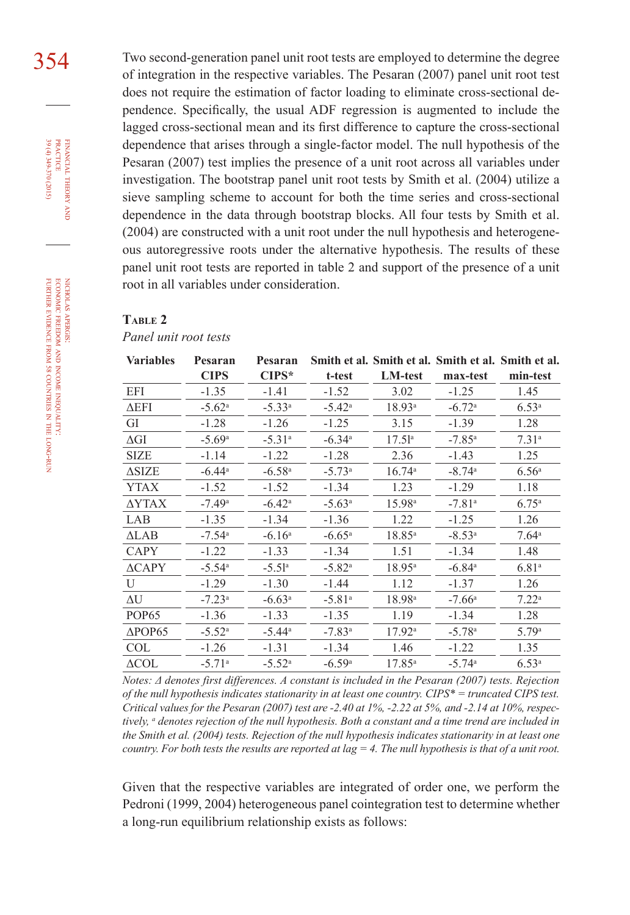Two second-generation panel unit root tests are employed to determine the degree of integration in the respective variables. The Pesaran (2007) panel unit root test does not require the estimation of factor loading to eliminate cross-sectional dependence. Specifically, the usual ADF regression is augmented to include the lagged cross-sectional mean and its first difference to capture the cross-sectional dependence that arises through a single-factor model. The null hypothesis of the Pesaran (2007) test implies the presence of a unit root across all variables under investigation. The bootstrap panel unit root tests by Smith et al. (2004) utilize a sieve sampling scheme to account for both the time series and cross-sectional dependence in the data through bootstrap blocks. All four tests by Smith et al. (2004) are constructed with a unit root under the null hypothesis and heterogeneous autoregressive roots under the alternative hypothesis. The results of these panel unit root tests are reported in table 2 and support of the presence of a unit root in all variables under consideration.

**Table 2**

*Panel unit root tests*

| Variables | Pesaran CIPS | Pesaran CIPS* | Smith et al. t-test | Smith et al. LM-test | Smith et al. max-test | Smith et al. min-test |
|---|---|---|---|---|---|---|
| EFI | -1.35 | -1.41 | -1.52 | 3.02 | -1.25 | 1.45 |
| ΔEFI | -5.62[a] | -5.33[a] | -5.42[a] | 18.93[a] | -6.72[a] | 6.53[a] |
| GI | -1.28 | -1.26 | -1.25 | 3.15 | -1.39 | 1.28 |
| ΔGI | -5.69[a] | -5.31[a] | -6.34[a] | 17.51[a] | -7.85[a] | 7.31[a] |
| SIZE | -1.14 | -1.22 | -1.28 | 2.36 | -1.43 | 1.25 |
| ΔSIZE | -6.44[a] | -6.58[a] | -5.73[a] | 16.74[a] | -8.74[a] | 6.56[a] |
| YTAX | -1.52 | -1.52 | -1.34 | 1.23 | -1.29 | 1.18 |
| ΔYTAX | -7.49[a] | -6.42[a] | -5.63[a] | 15.98[a] | -7.81[a] | 6.75[a] |
| LAB | -1.35 | -1.34 | -1.36 | 1.22 | -1.25 | 1.26 |
| ΔLAB | -7.54[a] | -6.16[a] | -6.65[a] | 18.85[a] | -8.53[a] | 7.64[a] |
| CAPY | -1.22 | -1.33 | -1.34 | 1.51 | -1.34 | 1.48 |
| ΔCAPY | -5.54[a] | -5.51[a] | -5.82[a] | 18.95[a] | -6.84[a] | 6.81[a] |
| U | -1.29 | -1.30 | -1.44 | 1.12 | -1.37 | 1.26 |
| ΔU | -7.23[a] | -6.63[a] | -5.81[a] | 18.98[a] | -7.66[a] | 7.22[a] |
| POP65 | -1.36 | -1.33 | -1.35 | 1.19 | -1.34 | 1.28 |
| ΔPOP65 | -5.52[a] | -5.44[a] | -7.83[a] | 17.92[a] | -5.78[a] | 5.79[a] |
| COL | -1.26 | -1.31 | -1.34 | 1.46 | -1.22 | 1.35 |
| ΔCOL | -5.71[a] | -5.52[a] | -6.59[a] | 17.85[a] | -5.74[a] | 6.53[a] |

*Notes: Δ denotes first differences. A constant is included in the Pesaran (2007) tests. Rejection of the null hypothesis indicates stationarity in at least one country. CIPS\* = truncated CIPS test. Critical values for the Pesaran (2007) test are -2.40 at 1%, -2.22 at 5%, and -2.14 at 10%, respectively, [a] denotes rejection of the null hypothesis. Both a constant and a time trend are included in the Smith et al. (2004) tests. Rejection of the null hypothesis indicates stationarity in at least one country. For both tests the results are reported at lag = 4. The null hypothesis is that of a unit root.*

Given that the respective variables are integrated of order one, we perform the Pedroni (1999, 2004) heterogeneous panel cointegration test to determine whether a long-run equilibrium relationship exists as follows: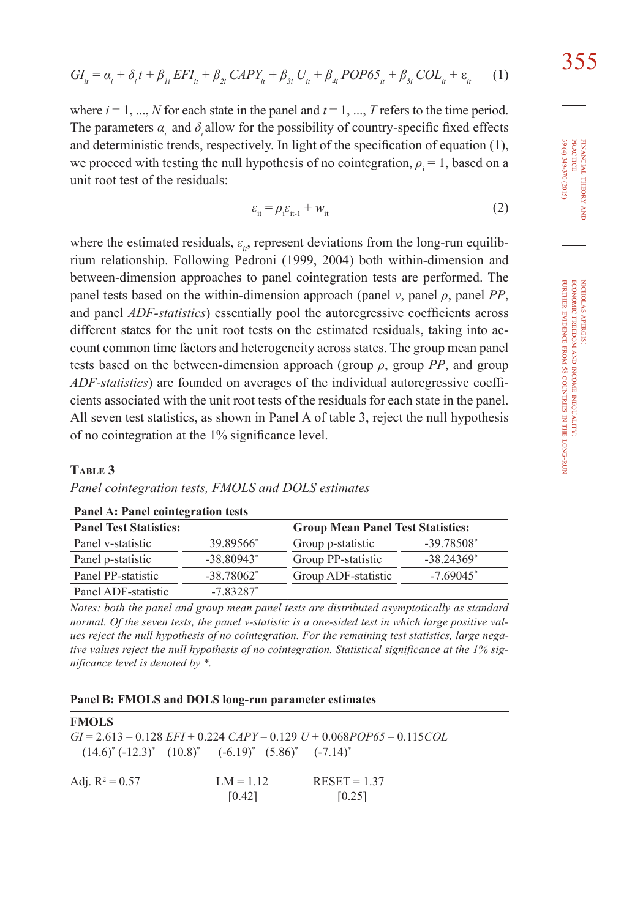$$GI_{it} = \alpha_i + \delta_i t + \beta_{1i} EFI_{it} + \beta_{2i} CAPY_{it} + \beta_{3i} U_{it} + \beta_{4i} POP65_{it} + \beta_{5i} COL_{it} + \varepsilon_{it} \quad (1)$$

where $i = 1, ..., N$ for each state in the panel and $t = 1, ..., T$ refers to the time period. The parameters $\alpha_i$ and $\delta_i$ allow for the possibility of country-specific fixed effects and deterministic trends, respectively. In light of the specification of equation (1), we proceed with testing the null hypothesis of no cointegration, $\rho_i = 1$, based on a unit root test of the residuals:

$$\varepsilon_{it} = \rho_i \varepsilon_{it-1} + w_{it} \quad (2)$$

where the estimated residuals, $\varepsilon_{it}$, represent deviations from the long-run equilibrium relationship. Following Pedroni (1999, 2004) both within-dimension and between-dimension approaches to panel cointegration tests are performed. The panel tests based on the within-dimension approach (panel $v$, panel $\rho$, panel *PP*, and panel *ADF-statistics*) essentially pool the autoregressive coefficients across different states for the unit root tests on the estimated residuals, taking into account common time factors and heterogeneity across states. The group mean panel tests based on the between-dimension approach (group $\rho$, group *PP*, and group *ADF-statistics*) are founded on averages of the individual autoregressive coefficients associated with the unit root tests of the residuals for each state in the panel. All seven test statistics, as shown in Panel A of table 3, reject the null hypothesis of no cointegration at the 1% significance level.

**Table 3**

*Panel cointegration tests, FMOLS and DOLS estimates*

**Panel A: Panel cointegration tests**

| **Panel Test Statistics:** | | **Group Mean Panel Test Statistics:** | |
|---|---|---|---|
| Panel v-statistic | 39.89566* | Group ρ-statistic | -39.78508* |
| Panel ρ-statistic | -38.80943* | Group PP-statistic | -38.24369* |
| Panel PP-statistic | -38.78062* | Group ADF-statistic | -7.69045* |
| Panel ADF-statistic | -7.83287* | | |

*Notes: both the panel and group mean panel tests are distributed asymptotically as standard normal. Of the seven tests, the panel v-statistic is a one-sided test in which large positive values reject the null hypothesis of no cointegration. For the remaining test statistics, large negative values reject the null hypothesis of no cointegration. Statistical significance at the 1% significance level is denoted by *.*

**Panel B: FMOLS and DOLS long-run parameter estimates**

**FMOLS**

$$GI = 2.613 - 0.128\, EFI + 0.224\, CAPY - 0.129\, U + 0.068 POP65 - 0.115 COL$$

(14.6)* (-12.3)* (10.8)* (-6.19)* (5.86)* (-7.14)*

Adj. $R^2 = 0.57$ LM = 1.12 [0.42] RESET = 1.37 [0.25]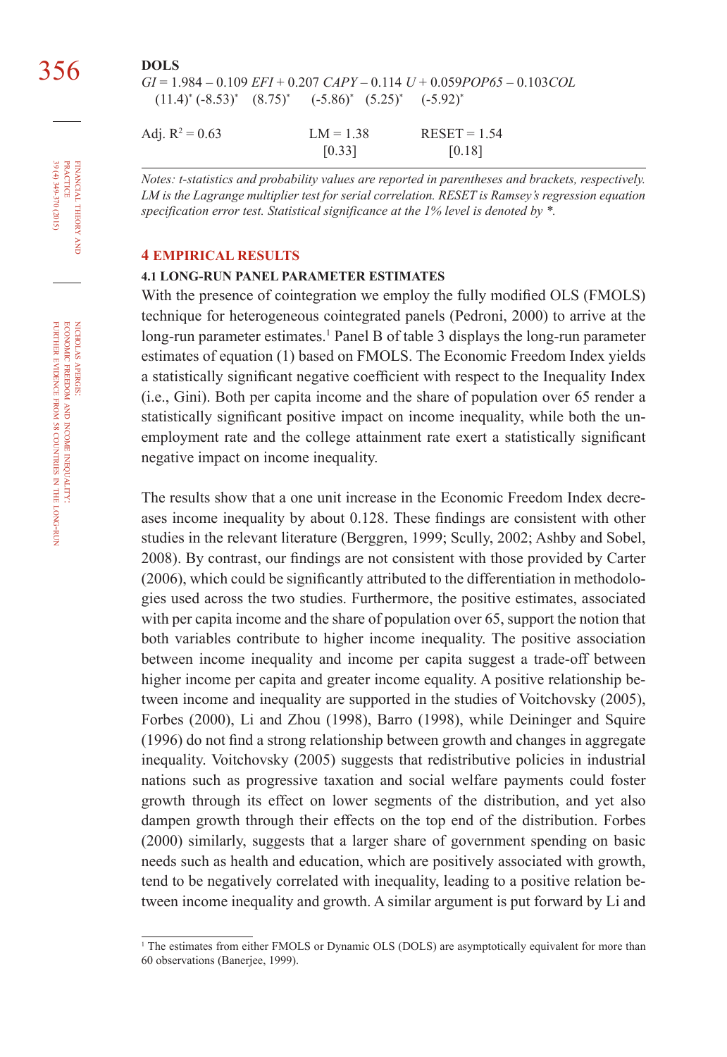**DOLS**

$GI = 1.984 - 0.109\ EFI + 0.207\ CAPY - 0.114\ U + 0.059 POP65 - 0.103 COL$

$(11.4)^{*}\ (-8.53)^{*}\quad (8.75)^{*}\quad (-5.86)^{*}\quad (5.25)^{*}\quad (-5.92)^{*}$

| Adj. $R^2 = 0.63$ | LM = 1.38 | RESET = 1.54 |
|---|---|---|
| | [0.33] | [0.18] |

*Notes: t-statistics and probability values are reported in parentheses and brackets, respectively. LM is the Lagrange multiplier test for serial correlation. RESET is Ramsey's regression equation specification error test. Statistical significance at the 1% level is denoted by \*.*

## 4 EMPIRICAL RESULTS

### 4.1 LONG-RUN PANEL PARAMETER ESTIMATES

With the presence of cointegration we employ the fully modified OLS (FMOLS) technique for heterogeneous cointegrated panels (Pedroni, 2000) to arrive at the long-run parameter estimates.[1] Panel B of table 3 displays the long-run parameter estimates of equation (1) based on FMOLS. The Economic Freedom Index yields a statistically significant negative coefficient with respect to the Inequality Index (i.e., Gini). Both per capita income and the share of population over 65 render a statistically significant positive impact on income inequality, while both the unemployment rate and the college attainment rate exert a statistically significant negative impact on income inequality.

The results show that a one unit increase in the Economic Freedom Index decreases income inequality by about 0.128. These findings are consistent with other studies in the relevant literature (Berggren, 1999; Scully, 2002; Ashby and Sobel, 2008). By contrast, our findings are not consistent with those provided by Carter (2006), which could be significantly attributed to the differentiation in methodologies used across the two studies. Furthermore, the positive estimates, associated with per capita income and the share of population over 65, support the notion that both variables contribute to higher income inequality. The positive association between income inequality and income per capita suggest a trade-off between higher income per capita and greater income equality. A positive relationship between income and inequality are supported in the studies of Voitchovsky (2005), Forbes (2000), Li and Zhou (1998), Barro (1998), while Deininger and Squire (1996) do not find a strong relationship between growth and changes in aggregate inequality. Voitchovsky (2005) suggests that redistributive policies in industrial nations such as progressive taxation and social welfare payments could foster growth through its effect on lower segments of the distribution, and yet also dampen growth through their effects on the top end of the distribution. Forbes (2000) similarly, suggests that a larger share of government spending on basic needs such as health and education, which are positively associated with growth, tend to be negatively correlated with inequality, leading to a positive relation between income inequality and growth. A similar argument is put forward by Li and

---

[1] The estimates from either FMOLS or Dynamic OLS (DOLS) are asymptotically equivalent for more than 60 observations (Banerjee, 1999).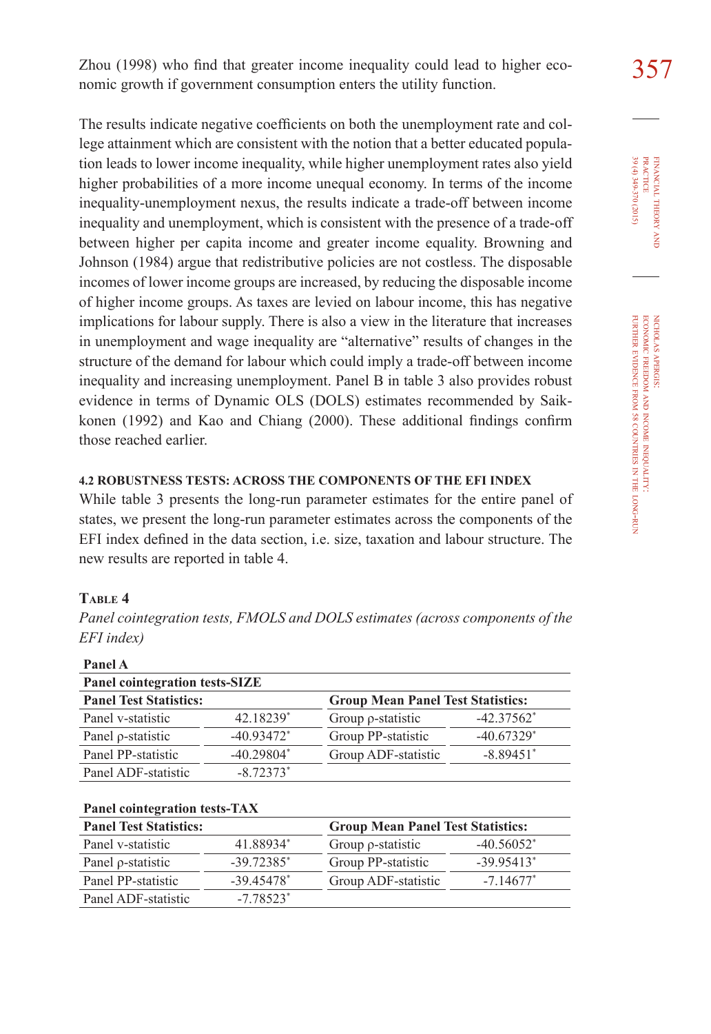Zhou (1998) who find that greater income inequality could lead to higher economic growth if government consumption enters the utility function.

The results indicate negative coefficients on both the unemployment rate and college attainment which are consistent with the notion that a better educated population leads to lower income inequality, while higher unemployment rates also yield higher probabilities of a more income unequal economy. In terms of the income inequality-unemployment nexus, the results indicate a trade-off between income inequality and unemployment, which is consistent with the presence of a trade-off between higher per capita income and greater income equality. Browning and Johnson (1984) argue that redistributive policies are not costless. The disposable incomes of lower income groups are increased, by reducing the disposable income of higher income groups. As taxes are levied on labour income, this has negative implications for labour supply. There is also a view in the literature that increases in unemployment and wage inequality are "alternative" results of changes in the structure of the demand for labour which could imply a trade-off between income inequality and increasing unemployment. Panel B in table 3 also provides robust evidence in terms of Dynamic OLS (DOLS) estimates recommended by Saikkonen (1992) and Kao and Chiang (2000). These additional findings confirm those reached earlier.

#### 4.2 ROBUSTNESS TESTS: ACROSS THE COMPONENTS OF THE EFI INDEX

While table 3 presents the long-run parameter estimates for the entire panel of states, we present the long-run parameter estimates across the components of the EFI index defined in the data section, i.e. size, taxation and labour structure. The new results are reported in table 4.

**Table 4**

*Panel cointegration tests, FMOLS and DOLS estimates (across components of the EFI index)*

**Panel A**

**Panel cointegration tests-SIZE**

| **Panel Test Statistics:** | | **Group Mean Panel Test Statistics:** | |
|---|---|---|---|
| Panel v-statistic | 42.18239* | Group ρ-statistic | -42.37562* |
| Panel ρ-statistic | -40.93472* | Group PP-statistic | -40.67329* |
| Panel PP-statistic | -40.29804* | Group ADF-statistic | -8.89451* |
| Panel ADF-statistic | -8.72373* | | |

**Panel cointegration tests-TAX**

| **Panel Test Statistics:** | | **Group Mean Panel Test Statistics:** | |
|---|---|---|---|
| Panel v-statistic | 41.88934* | Group ρ-statistic | -40.56052* |
| Panel ρ-statistic | -39.72385* | Group PP-statistic | -39.95413* |
| Panel PP-statistic | -39.45478* | Group ADF-statistic | -7.14677* |
| Panel ADF-statistic | -7.78523* | | |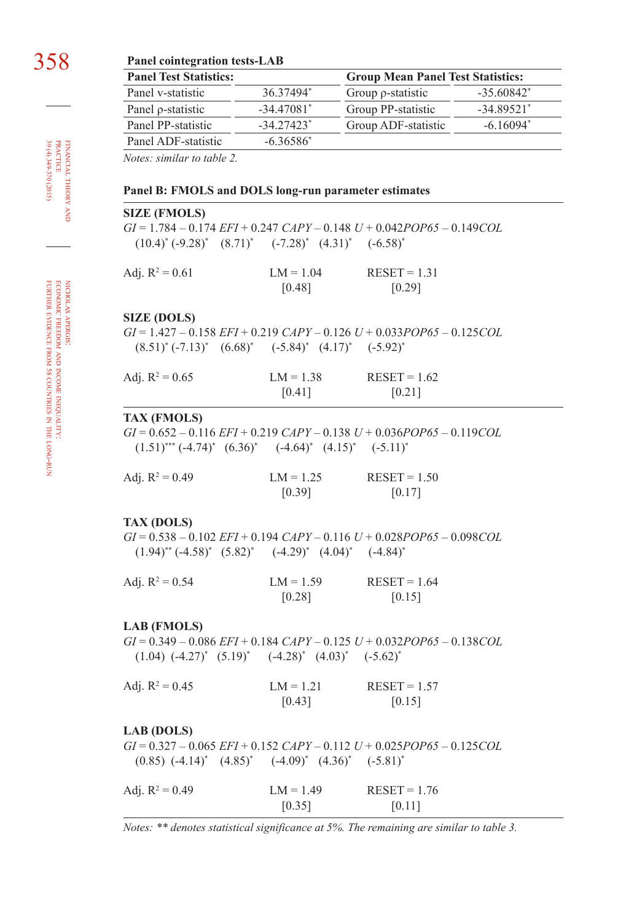**Panel cointegration tests-LAB**

| Panel Test Statistics: | | Group Mean Panel Test Statistics: | |
|---|---|---|---|
| Panel v-statistic | 36.37494* | Group ρ-statistic | -35.60842* |
| Panel ρ-statistic | -34.47081* | Group PP-statistic | -34.89521* |
| Panel PP-statistic | -34.27423* | Group ADF-statistic | -6.16094* |
| Panel ADF-statistic | -6.36586* | | |

*Notes: similar to table 2.*

**Panel B: FMOLS and DOLS long-run parameter estimates**

**SIZE (FMOLS)**

$$GI = 1.784 - 0.174\,EFI + 0.247\,CAPY - 0.148\,U + 0.042\,POP65 - 0.149\,COL$$
$$(10.4)^{*}\ (-9.28)^{*}\quad (8.71)^{*}\quad (-7.28)^{*}\quad (4.31)^{*}\quad (-6.58)^{*}$$

Adj. $R^2$ = 0.61 LM = 1.04 [0.48] RESET = 1.31 [0.29]

**SIZE (DOLS)**

$$GI = 1.427 - 0.158\,EFI + 0.219\,CAPY - 0.126\,U + 0.033\,POP65 - 0.125\,COL$$
$$(8.51)^{*}\ (-7.13)^{*}\quad (6.68)^{*}\quad (-5.84)^{*}\quad (4.17)^{*}\quad (-5.92)^{*}$$

Adj. $R^2$ = 0.65 LM = 1.38 [0.41] RESET = 1.62 [0.21]

**TAX (FMOLS)**

$$GI = 0.652 - 0.116\,EFI + 0.219\,CAPY - 0.138\,U + 0.036\,POP65 - 0.119\,COL$$
$$(1.51)^{***}\ (-4.74)^{*}\quad (6.36)^{*}\quad (-4.64)^{*}\quad (4.15)^{*}\quad (-5.11)^{*}$$

Adj. $R^2$ = 0.49 LM = 1.25 [0.39] RESET = 1.50 [0.17]

**TAX (DOLS)**

$$GI = 0.538 - 0.102\,EFI + 0.194\,CAPY - 0.116\,U + 0.028\,POP65 - 0.098\,COL$$
$$(1.94)^{**}\ (-4.58)^{*}\quad (5.82)^{*}\quad (-4.29)^{*}\quad (4.04)^{*}\quad (-4.84)^{*}$$

Adj. $R^2$ = 0.54 LM = 1.59 [0.28] RESET = 1.64 [0.15]

**LAB (FMOLS)**

$$GI = 0.349 - 0.086\,EFI + 0.184\,CAPY - 0.125\,U + 0.032\,POP65 - 0.138\,COL$$
$$(1.04)\ (-4.27)^{*}\quad (5.19)^{*}\quad (-4.28)^{*}\quad (4.03)^{*}\quad (-5.62)^{*}$$

Adj. $R^2$ = 0.45 LM = 1.21 [0.43] RESET = 1.57 [0.15]

**LAB (DOLS)**

$$GI = 0.327 - 0.065\,EFI + 0.152\,CAPY - 0.112\,U + 0.025\,POP65 - 0.125\,COL$$
$$(0.85)\ (-4.14)^{*}\quad (4.85)^{*}\quad (-4.09)^{*}\quad (4.36)^{*}\quad (-5.81)^{*}$$

Adj. $R^2$ = 0.49 LM = 1.49 [0.35] RESET = 1.76 [0.11]

*Notes: ** denotes statistical significance at 5%. The remaining are similar to table 3.*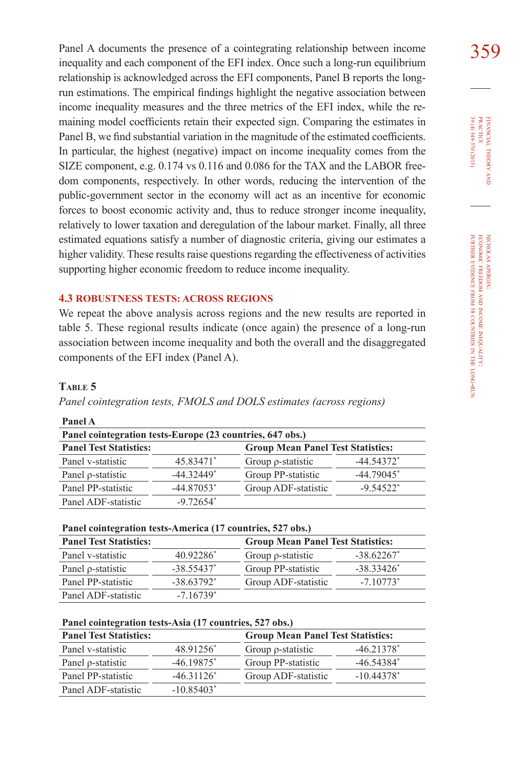Panel A documents the presence of a cointegrating relationship between income inequality and each component of the EFI index. Once such a long-run equilibrium relationship is acknowledged across the EFI components, Panel B reports the long-run estimations. The empirical findings highlight the negative association between income inequality measures and the three metrics of the EFI index, while the remaining model coefficients retain their expected sign. Comparing the estimates in Panel B, we find substantial variation in the magnitude of the estimated coefficients. In particular, the highest (negative) impact on income inequality comes from the SIZE component, e.g. 0.174 vs 0.116 and 0.086 for the TAX and the LABOR freedom components, respectively. In other words, reducing the intervention of the public-government sector in the economy will act as an incentive for economic forces to boost economic activity and, thus to reduce stronger income inequality, relatively to lower taxation and deregulation of the labour market. Finally, all three estimated equations satisfy a number of diagnostic criteria, giving our estimates a higher validity. These results raise questions regarding the effectiveness of activities supporting higher economic freedom to reduce income inequality.

### 4.3 ROBUSTNESS TESTS: ACROSS REGIONS

We repeat the above analysis across regions and the new results are reported in table 5. These regional results indicate (once again) the presence of a long-run association between income inequality and both the overall and the disaggregated components of the EFI index (Panel A).

**Table 5**

*Panel cointegration tests, FMOLS and DOLS estimates (across regions)*

**Panel A**

**Panel cointegration tests-Europe (23 countries, 647 obs.)**

| **Panel Test Statistics:** | | **Group Mean Panel Test Statistics:** | |
|---|---|---|---|
| Panel v-statistic | 45.83471* | Group ρ-statistic | -44.54372* |
| Panel ρ-statistic | -44.32449* | Group PP-statistic | -44.79045* |
| Panel PP-statistic | -44.87053* | Group ADF-statistic | -9.54522* |
| Panel ADF-statistic | -9.72654* | | |

**Panel cointegration tests-America (17 countries, 527 obs.)**

| **Panel Test Statistics:** | | **Group Mean Panel Test Statistics:** | |
|---|---|---|---|
| Panel v-statistic | 40.92286* | Group ρ-statistic | -38.62267* |
| Panel ρ-statistic | -38.55437* | Group PP-statistic | -38.33426* |
| Panel PP-statistic | -38.63792* | Group ADF-statistic | -7.10773* |
| Panel ADF-statistic | -7.16739* | | |

**Panel cointegration tests-Asia (17 countries, 527 obs.)**

| **Panel Test Statistics:** | | **Group Mean Panel Test Statistics:** | |
|---|---|---|---|
| Panel v-statistic | 48.91256* | Group ρ-statistic | -46.21378* |
| Panel ρ-statistic | -46.19875* | Group PP-statistic | -46.54384* |
| Panel PP-statistic | -46.31126* | Group ADF-statistic | -10.44378* |
| Panel ADF-statistic | -10.85403* | | |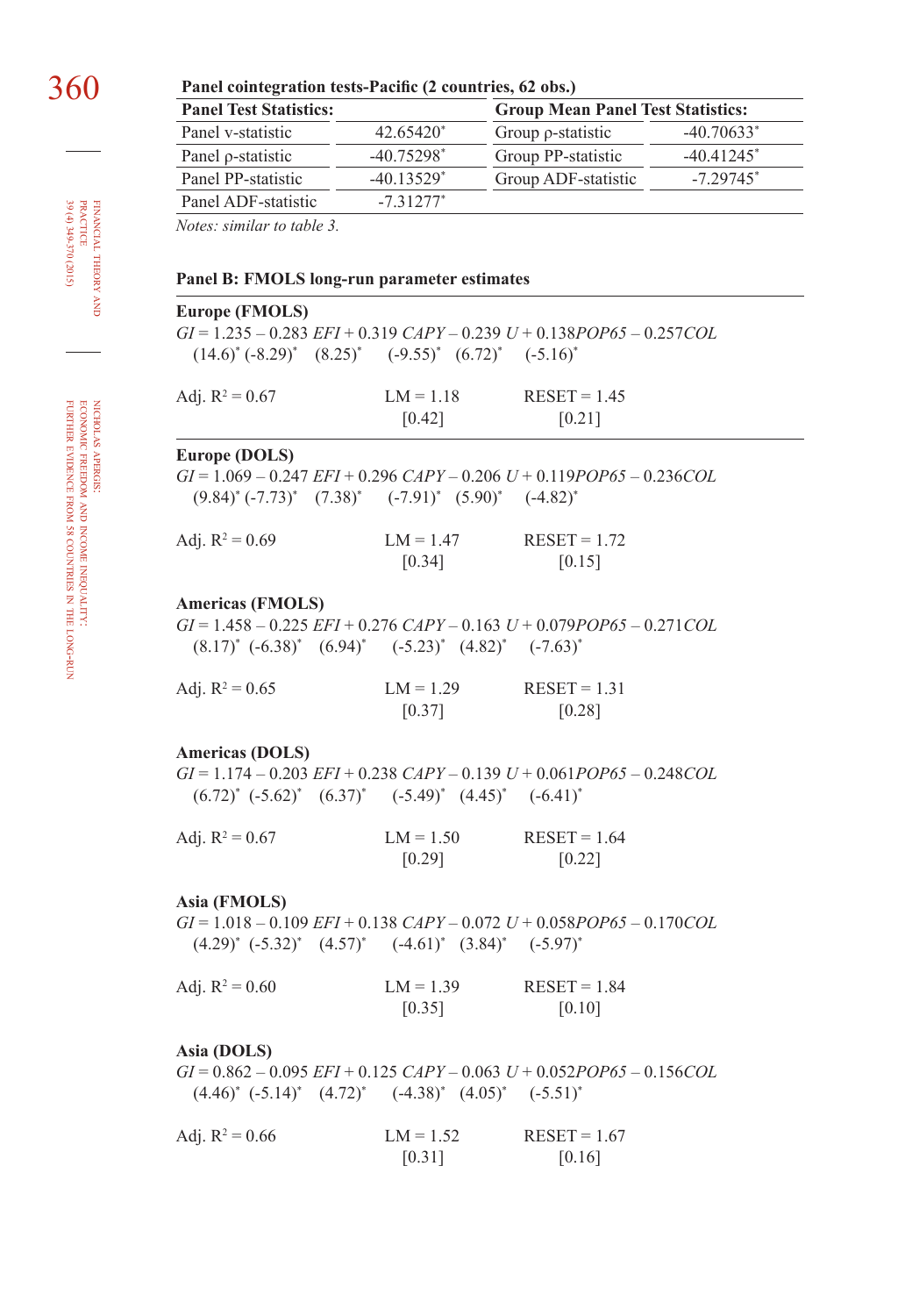**Panel cointegration tests-Pacific (2 countries, 62 obs.)**

| Panel Test Statistics: | | Group Mean Panel Test Statistics: | |
|---|---|---|---|
| Panel v-statistic | 42.65420* | Group ρ-statistic | -40.70633* |
| Panel ρ-statistic | -40.75298* | Group PP-statistic | -40.41245* |
| Panel PP-statistic | -40.13529* | Group ADF-statistic | -7.29745* |
| Panel ADF-statistic | -7.31277* | | |

*Notes: similar to table 3.*

**Panel B: FMOLS long-run parameter estimates**

**Europe (FMOLS)**

$$GI = 1.235 - 0.283\,EFI + 0.319\,CAPY - 0.239\,U + 0.138\,POP65 - 0.257\,COL$$
$$(14.6)^{*}\ (-8.29)^{*}\quad (8.25)^{*}\quad (-9.55)^{*}\quad (6.72)^{*}\quad (-5.16)^{*}$$

Adj. $R^2$ = 0.67 LM = 1.18 [0.42] RESET = 1.45 [0.21]

**Europe (DOLS)**

$$GI = 1.069 - 0.247\,EFI + 0.296\,CAPY - 0.206\,U + 0.119\,POP65 - 0.236\,COL$$
$$(9.84)^{*}\ (-7.73)^{*}\quad (7.38)^{*}\quad (-7.91)^{*}\quad (5.90)^{*}\quad (-4.82)^{*}$$

Adj. $R^2$ = 0.69 LM = 1.47 [0.34] RESET = 1.72 [0.15]

**Americas (FMOLS)**

$$GI = 1.458 - 0.225\,EFI + 0.276\,CAPY - 0.163\,U + 0.079\,POP65 - 0.271\,COL$$
$$(8.17)^{*}\ (-6.38)^{*}\quad (6.94)^{*}\quad (-5.23)^{*}\quad (4.82)^{*}\quad (-7.63)^{*}$$

Adj. $R^2$ = 0.65 LM = 1.29 [0.37] RESET = 1.31 [0.28]

**Americas (DOLS)**

$$GI = 1.174 - 0.203\,EFI + 0.238\,CAPY - 0.139\,U + 0.061\,POP65 - 0.248\,COL$$
$$(6.72)^{*}\ (-5.62)^{*}\quad (6.37)^{*}\quad (-5.49)^{*}\quad (4.45)^{*}\quad (-6.41)^{*}$$

Adj. $R^2$ = 0.67 LM = 1.50 [0.29] RESET = 1.64 [0.22]

**Asia (FMOLS)**

$$GI = 1.018 - 0.109\,EFI + 0.138\,CAPY - 0.072\,U + 0.058\,POP65 - 0.170\,COL$$
$$(4.29)^{*}\ (-5.32)^{*}\quad (4.57)^{*}\quad (-4.61)^{*}\quad (3.84)^{*}\quad (-5.97)^{*}$$

Adj. $R^2$ = 0.60 LM = 1.39 [0.35] RESET = 1.84 [0.10]

**Asia (DOLS)**

$$GI = 0.862 - 0.095\,EFI + 0.125\,CAPY - 0.063\,U + 0.052\,POP65 - 0.156\,COL$$
$$(4.46)^{*}\ (-5.14)^{*}\quad (4.72)^{*}\quad (-4.38)^{*}\quad (4.05)^{*}\quad (-5.51)^{*}$$

Adj. $R^2$ = 0.66 LM = 1.52 [0.31] RESET = 1.67 [0.16]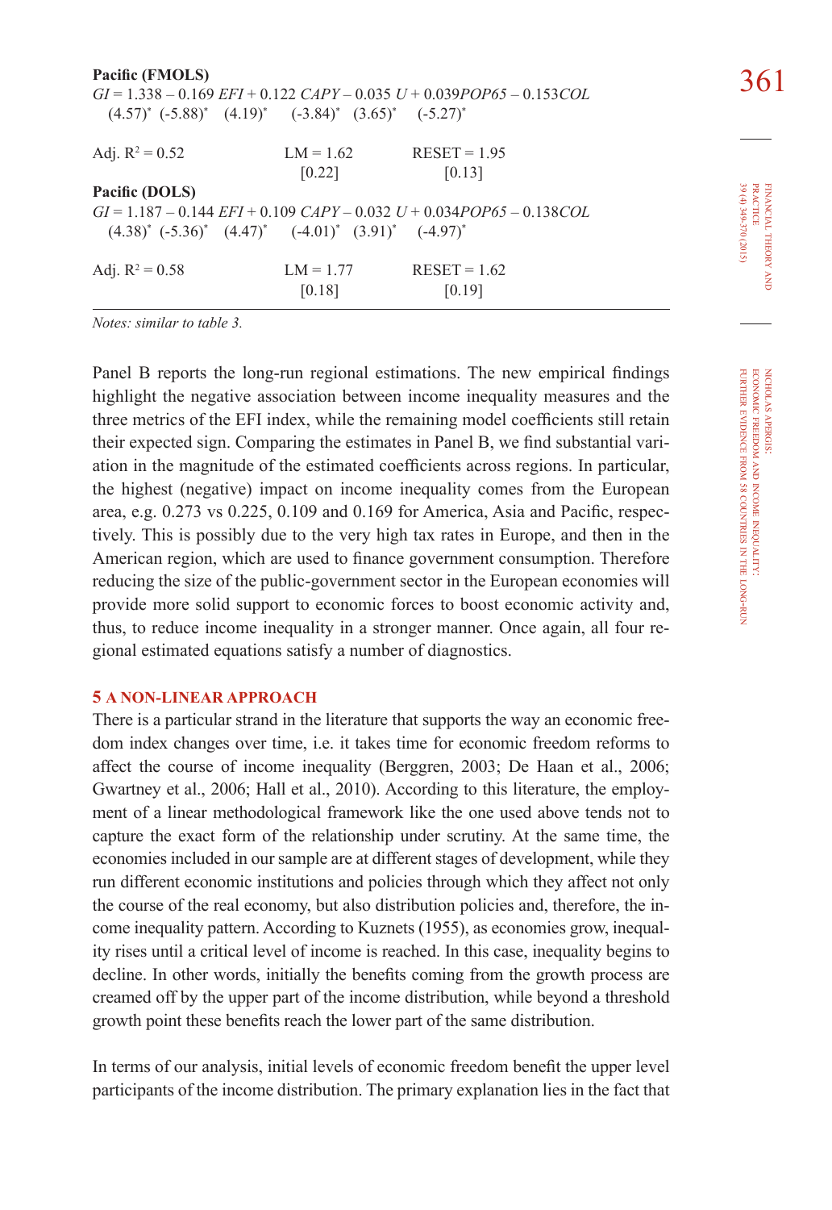**Pacific (FMOLS)**

$$GI = 1.338 - 0.169\,EFI + 0.122\,CAPY - 0.035\,U + 0.039POP65 - 0.153COL$$
$$(4.57)^{*}\ (-5.88)^{*}\ (4.19)^{*}\ (-3.84)^{*}\ (3.65)^{*}\ (-5.27)^{*}$$

Adj. $R^2 = 0.52$ LM = 1.62 [0.22] RESET = 1.95 [0.13]

**Pacific (DOLS)**

$$GI = 1.187 - 0.144\,EFI + 0.109\,CAPY - 0.032\,U + 0.034POP65 - 0.138COL$$
$$(4.38)^{*}\ (-5.36)^{*}\ (4.47)^{*}\ (-4.01)^{*}\ (3.91)^{*}\ (-4.97)^{*}$$

Adj. $R^2 = 0.58$ LM = 1.77 [0.18] RESET = 1.62 [0.19]

*Notes: similar to table 3.*

Panel B reports the long-run regional estimations. The new empirical findings highlight the negative association between income inequality measures and the three metrics of the EFI index, while the remaining model coefficients still retain their expected sign. Comparing the estimates in Panel B, we find substantial variation in the magnitude of the estimated coefficients across regions. In particular, the highest (negative) impact on income inequality comes from the European area, e.g. 0.273 vs 0.225, 0.109 and 0.169 for America, Asia and Pacific, respectively. This is possibly due to the very high tax rates in Europe, and then in the American region, which are used to finance government consumption. Therefore reducing the size of the public-government sector in the European economies will provide more solid support to economic forces to boost economic activity and, thus, to reduce income inequality in a stronger manner. Once again, all four regional estimated equations satisfy a number of diagnostics.

## 5 A NON-LINEAR APPROACH

There is a particular strand in the literature that supports the way an economic freedom index changes over time, i.e. it takes time for economic freedom reforms to affect the course of income inequality (Berggren, 2003; De Haan et al., 2006; Gwartney et al., 2006; Hall et al., 2010). According to this literature, the employment of a linear methodological framework like the one used above tends not to capture the exact form of the relationship under scrutiny. At the same time, the economies included in our sample are at different stages of development, while they run different economic institutions and policies through which they affect not only the course of the real economy, but also distribution policies and, therefore, the income inequality pattern. According to Kuznets (1955), as economies grow, inequality rises until a critical level of income is reached. In this case, inequality begins to decline. In other words, initially the benefits coming from the growth process are creamed off by the upper part of the income distribution, while beyond a threshold growth point these benefits reach the lower part of the same distribution.

In terms of our analysis, initial levels of economic freedom benefit the upper level participants of the income distribution. The primary explanation lies in the fact that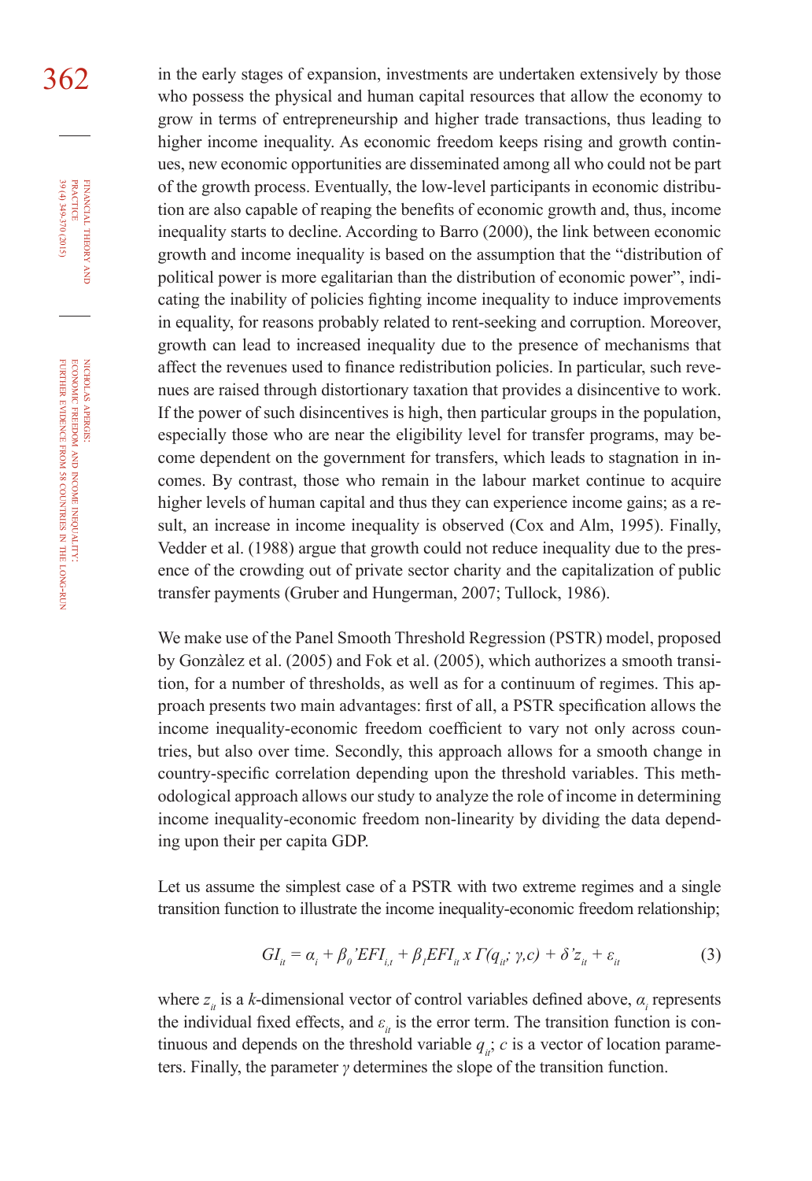in the early stages of expansion, investments are undertaken extensively by those who possess the physical and human capital resources that allow the economy to grow in terms of entrepreneurship and higher trade transactions, thus leading to higher income inequality. As economic freedom keeps rising and growth continues, new economic opportunities are disseminated among all who could not be part of the growth process. Eventually, the low-level participants in economic distribution are also capable of reaping the benefits of economic growth and, thus, income inequality starts to decline. According to Barro (2000), the link between economic growth and income inequality is based on the assumption that the "distribution of political power is more egalitarian than the distribution of economic power", indicating the inability of policies fighting income inequality to induce improvements in equality, for reasons probably related to rent-seeking and corruption. Moreover, growth can lead to increased inequality due to the presence of mechanisms that affect the revenues used to finance redistribution policies. In particular, such revenues are raised through distortionary taxation that provides a disincentive to work. If the power of such disincentives is high, then particular groups in the population, especially those who are near the eligibility level for transfer programs, may become dependent on the government for transfers, which leads to stagnation in incomes. By contrast, those who remain in the labour market continue to acquire higher levels of human capital and thus they can experience income gains; as a result, an increase in income inequality is observed (Cox and Alm, 1995). Finally, Vedder et al. (1988) argue that growth could not reduce inequality due to the presence of the crowding out of private sector charity and the capitalization of public transfer payments (Gruber and Hungerman, 2007; Tullock, 1986).

We make use of the Panel Smooth Threshold Regression (PSTR) model, proposed by Gonzàlez et al. (2005) and Fok et al. (2005), which authorizes a smooth transition, for a number of thresholds, as well as for a continuum of regimes. This approach presents two main advantages: first of all, a PSTR specification allows the income inequality-economic freedom coefficient to vary not only across countries, but also over time. Secondly, this approach allows for a smooth change in country-specific correlation depending upon the threshold variables. This methodological approach allows our study to analyze the role of income in determining income inequality-economic freedom non-linearity by dividing the data depending upon their per capita GDP.

Let us assume the simplest case of a PSTR with two extreme regimes and a single transition function to illustrate the income inequality-economic freedom relationship;

$$GI_{it} = \alpha_i + \beta_0' EFI_{i,t} + \beta_1 EFI_{it} \, x \, \Gamma(q_{it}; \gamma, c) + \delta' z_{it} + \varepsilon_{it} \quad (3)$$

where $z_{it}$ is a $k$-dimensional vector of control variables defined above, $\alpha_i$ represents the individual fixed effects, and $\varepsilon_{it}$ is the error term. The transition function is continuous and depends on the threshold variable $q_{it}$; $c$ is a vector of location parameters. Finally, the parameter $\gamma$ determines the slope of the transition function.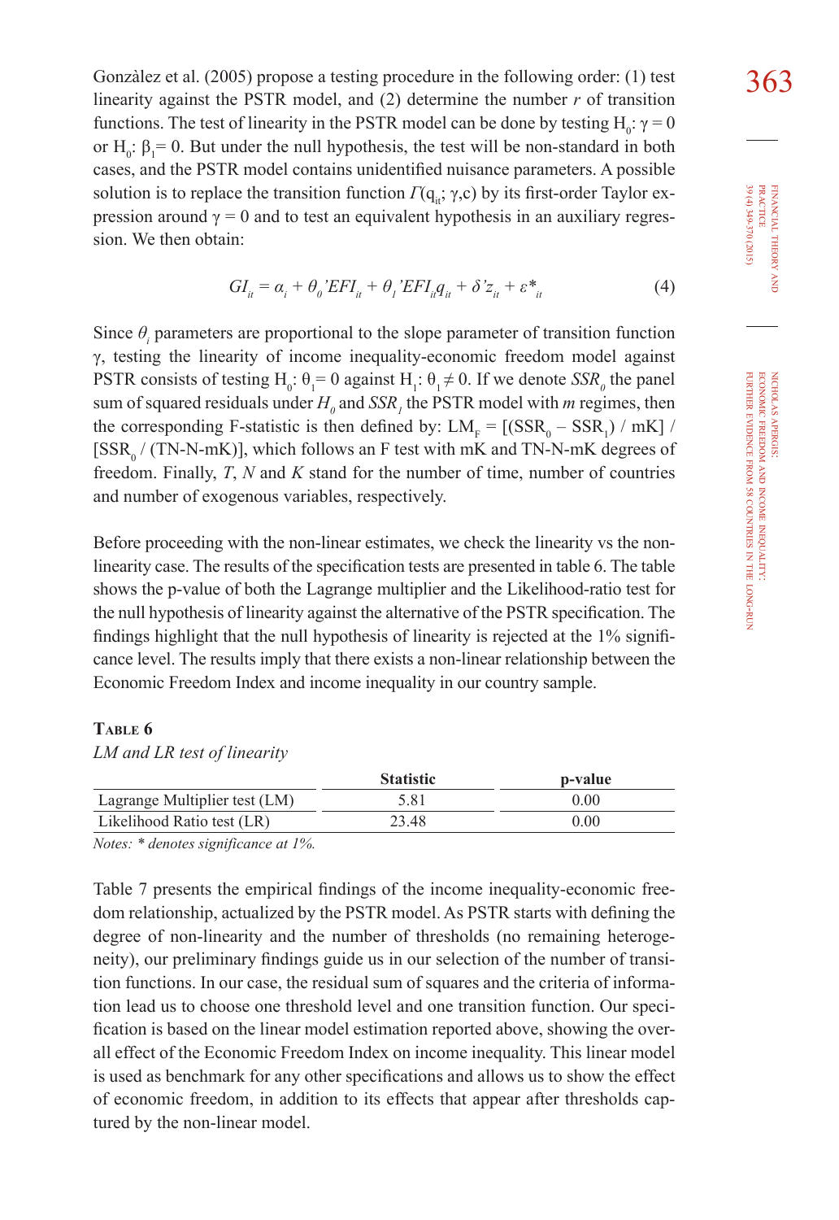Gonzàlez et al. (2005) propose a testing procedure in the following order: (1) test linearity against the PSTR model, and (2) determine the number $r$ of transition functions. The test of linearity in the PSTR model can be done by testing $H_0$: $\gamma = 0$ or $H_0$: $\beta_1 = 0$. But under the null hypothesis, the test will be non-standard in both cases, and the PSTR model contains unidentified nuisance parameters. A possible solution is to replace the transition function $\Gamma(q_{it}; \gamma, c)$ by its first-order Taylor expression around $\gamma = 0$ and to test an equivalent hypothesis in an auxiliary regression. We then obtain:

$$GI_{it} = \alpha_i + \theta_0{}'EFI_{it} + \theta_1{}'EFI_{it}q_{it} + \delta' z_{it} + \varepsilon^*_{it} \tag{4}$$

Since $\theta_i$ parameters are proportional to the slope parameter of transition function $\gamma$, testing the linearity of income inequality-economic freedom model against PSTR consists of testing $H_0$: $\theta_1 = 0$ against $H_1$: $\theta_1 \neq 0$. If we denote $SSR_0$ the panel sum of squared residuals under $H_0$ and $SSR_1$ the PSTR model with $m$ regimes, then the corresponding F-statistic is then defined by: $LM_F = [(SSR_0 - SSR_1) / mK] / [SSR_0 / (TN\text{-}N\text{-}mK)]$, which follows an F test with mK and TN-N-mK degrees of freedom. Finally, $T$, $N$ and $K$ stand for the number of time, number of countries and number of exogenous variables, respectively.

Before proceeding with the non-linear estimates, we check the linearity vs the non-linearity case. The results of the specification tests are presented in table 6. The table shows the p-value of both the Lagrange multiplier and the Likelihood-ratio test for the null hypothesis of linearity against the alternative of the PSTR specification. The findings highlight that the null hypothesis of linearity is rejected at the 1% significance level. The results imply that there exists a non-linear relationship between the Economic Freedom Index and income inequality in our country sample.

**Table 6**

*LM and LR test of linearity*

| | Statistic | p-value |
|---|---|---|
| Lagrange Multiplier test (LM) | 5.81 | 0.00 |
| Likelihood Ratio test (LR) | 23.48 | 0.00 |

*Notes: * denotes significance at 1%.*

Table 7 presents the empirical findings of the income inequality-economic freedom relationship, actualized by the PSTR model. As PSTR starts with defining the degree of non-linearity and the number of thresholds (no remaining heterogeneity), our preliminary findings guide us in our selection of the number of transition functions. In our case, the residual sum of squares and the criteria of information lead us to choose one threshold level and one transition function. Our specification is based on the linear model estimation reported above, showing the overall effect of the Economic Freedom Index on income inequality. This linear model is used as benchmark for any other specifications and allows us to show the effect of economic freedom, in addition to its effects that appear after thresholds captured by the non-linear model.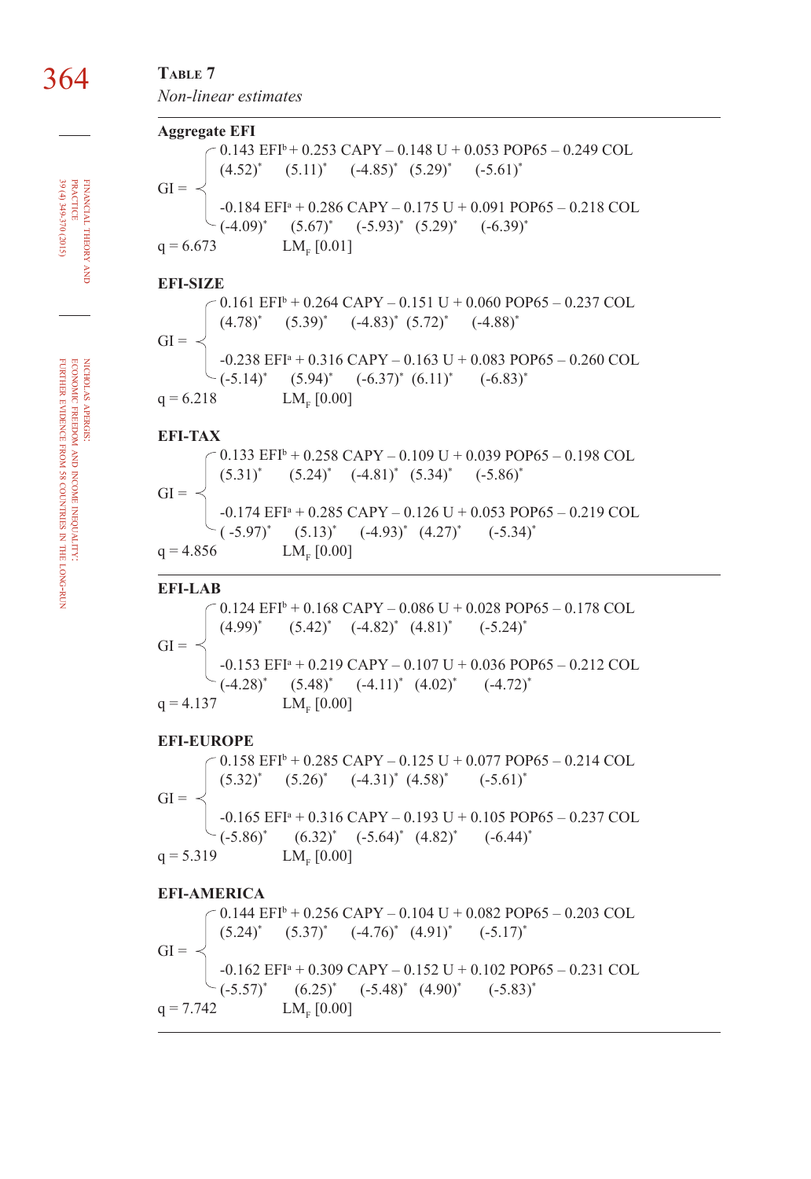**Table 7**

*Non-linear estimates*

**Aggregate EFI**

$$GI = \begin{cases} \underset{(4.52)^{*}}{0.143\,EFI^{b}} + \underset{(5.11)^{*}}{0.253\,CAPY} - \underset{(-4.85)^{*}}{0.148\,U} + \underset{(5.29)^{*}}{0.053\,POP65} - \underset{(-5.61)^{*}}{0.249\,COL} \\ \underset{(-4.09)^{*}}{-0.184\,EFI^{a}} + \underset{(5.67)^{*}}{0.286\,CAPY} - \underset{(-5.93)^{*}}{0.175\,U} + \underset{(5.29)^{*}}{0.091\,POP65} - \underset{(-6.39)^{*}}{0.218\,COL} \end{cases}$$

$q = 6.673$ $LM_F$ [0.01]

**EFI-SIZE**

$$GI = \begin{cases} \underset{(4.78)^{*}}{0.161\,EFI^{b}} + \underset{(5.39)^{*}}{0.264\,CAPY} - \underset{(-4.83)^{*}}{0.151\,U} + \underset{(5.72)^{*}}{0.060\,POP65} - \underset{(-4.88)^{*}}{0.237\,COL} \\ \underset{(-5.14)^{*}}{-0.238\,EFI^{a}} + \underset{(5.94)^{*}}{0.316\,CAPY} - \underset{(-6.37)^{*}}{0.163\,U} + \underset{(6.11)^{*}}{0.083\,POP65} - \underset{(-6.83)^{*}}{0.260\,COL} \end{cases}$$

$q = 6.218$ $LM_F$ [0.00]

**EFI-TAX**

$$GI = \begin{cases} \underset{(5.31)^{*}}{0.133\,EFI^{b}} + \underset{(5.24)^{*}}{0.258\,CAPY} - \underset{(-4.81)^{*}}{0.109\,U} + \underset{(5.34)^{*}}{0.039\,POP65} - \underset{(-5.86)^{*}}{0.198\,COL} \\ \underset{(-5.97)^{*}}{-0.174\,EFI^{a}} + \underset{(5.13)^{*}}{0.285\,CAPY} - \underset{(-4.93)^{*}}{0.126\,U} + \underset{(4.27)^{*}}{0.053\,POP65} - \underset{(-5.34)^{*}}{0.219\,COL} \end{cases}$$

$q = 4.856$ $LM_F$ [0.00]

**EFI-LAB**

$$GI = \begin{cases} \underset{(4.99)^{*}}{0.124\,EFI^{b}} + \underset{(5.42)^{*}}{0.168\,CAPY} - \underset{(-4.82)^{*}}{0.086\,U} + \underset{(4.81)^{*}}{0.028\,POP65} - \underset{(-5.24)^{*}}{0.178\,COL} \\ \underset{(-4.28)^{*}}{-0.153\,EFI^{a}} + \underset{(5.48)^{*}}{0.219\,CAPY} - \underset{(-4.11)^{*}}{0.107\,U} + \underset{(4.02)^{*}}{0.036\,POP65} - \underset{(-4.72)^{*}}{0.212\,COL} \end{cases}$$

$q = 4.137$ $LM_F$ [0.00]

**EFI-EUROPE**

$$GI = \begin{cases} \underset{(5.32)^{*}}{0.158\,EFI^{b}} + \underset{(5.26)^{*}}{0.285\,CAPY} - \underset{(-4.31)^{*}}{0.125\,U} + \underset{(4.58)^{*}}{0.077\,POP65} - \underset{(-5.61)^{*}}{0.214\,COL} \\ \underset{(-5.86)^{*}}{-0.165\,EFI^{a}} + \underset{(6.32)^{*}}{0.316\,CAPY} - \underset{(-5.64)^{*}}{0.193\,U} + \underset{(4.82)^{*}}{0.105\,POP65} - \underset{(-6.44)^{*}}{0.237\,COL} \end{cases}$$

$q = 5.319$ $LM_F$ [0.00]

**EFI-AMERICA**

$$GI = \begin{cases} \underset{(5.24)^{*}}{0.144\,EFI^{b}} + \underset{(5.37)^{*}}{0.256\,CAPY} - \underset{(-4.76)^{*}}{0.104\,U} + \underset{(4.91)^{*}}{0.082\,POP65} - \underset{(-5.17)^{*}}{0.203\,COL} \\ \underset{(-5.57)^{*}}{-0.162\,EFI^{a}} + \underset{(6.25)^{*}}{0.309\,CAPY} - \underset{(-5.48)^{*}}{0.152\,U} + \underset{(4.90)^{*}}{0.102\,POP65} - \underset{(-5.83)^{*}}{0.231\,COL} \end{cases}$$

$q = 7.742$ $LM_F$ [0.00]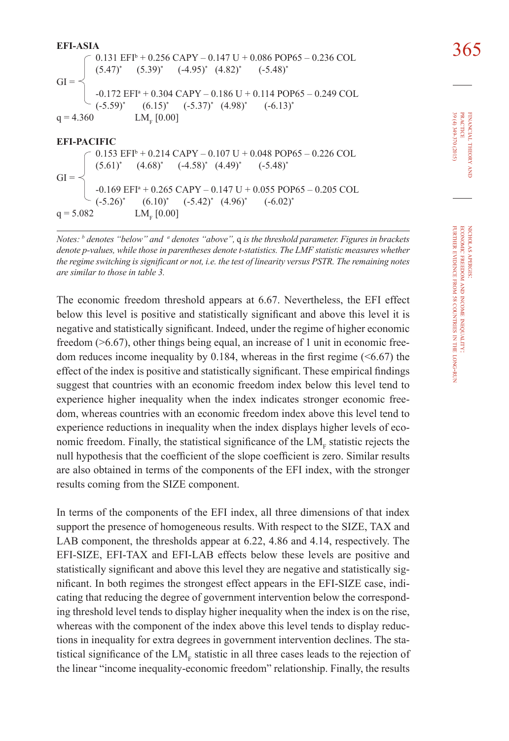**EFI-ASIA**

$$GI = \begin{cases} \underset{(5.47)^{*}}{0.131\,EFI^{b}} + \underset{(5.39)^{*}}{0.256\,CAPY} - \underset{(-4.95)^{*}}{0.147\,U} + \underset{(4.82)^{*}}{0.086\,POP65} - \underset{(-5.48)^{*}}{0.236\,COL} \\ \\ \underset{(-5.59)^{*}}{-0.172\,EFI^{a}} + \underset{(6.15)^{*}}{0.304\,CAPY} - \underset{(-5.37)^{*}}{0.186\,U} + \underset{(4.98)^{*}}{0.114\,POP65} - \underset{(-6.13)^{*}}{0.249\,COL} \end{cases}$$

$q = 4.360$ $\quad$ $LM_F$ [0.00]

**EFI-PACIFIC**

$$GI = \begin{cases} \underset{(5.61)^{*}}{0.153\,EFI^{b}} + \underset{(4.68)^{*}}{0.214\,CAPY} - \underset{(-4.58)^{*}}{0.107\,U} + \underset{(4.49)^{*}}{0.048\,POP65} - \underset{(-5.48)^{*}}{0.226\,COL} \\ \\ \underset{(-5.26)^{*}}{-0.169\,EFI^{a}} + \underset{(6.10)^{*}}{0.265\,CAPY} - \underset{(-5.42)^{*}}{0.147\,U} + \underset{(4.96)^{*}}{0.055\,POP65} - \underset{(-6.02)^{*}}{0.205\,COL} \end{cases}$$

$q = 5.082$ $\quad$ $LM_F$ [0.00]

*Notes: [b] denotes "below" and [a] denotes "above", q is the threshold parameter. Figures in brackets denote p-values, while those in parentheses denote t-statistics. The LMF statistic measures whether the regime switching is significant or not, i.e. the test of linearity versus PSTR. The remaining notes are similar to those in table 3.*

The economic freedom threshold appears at 6.67. Nevertheless, the EFI effect below this level is positive and statistically significant and above this level it is negative and statistically significant. Indeed, under the regime of higher economic freedom (>6.67), other things being equal, an increase of 1 unit in economic freedom reduces income inequality by 0.184, whereas in the first regime (<6.67) the effect of the index is positive and statistically significant. These empirical findings suggest that countries with an economic freedom index below this level tend to experience higher inequality when the index indicates stronger economic freedom, whereas countries with an economic freedom index above this level tend to experience reductions in inequality when the index displays higher levels of economic freedom. Finally, the statistical significance of the $LM_F$ statistic rejects the null hypothesis that the coefficient of the slope coefficient is zero. Similar results are also obtained in terms of the components of the EFI index, with the stronger results coming from the SIZE component.

In terms of the components of the EFI index, all three dimensions of that index support the presence of homogeneous results. With respect to the SIZE, TAX and LAB component, the thresholds appear at 6.22, 4.86 and 4.14, respectively. The EFI-SIZE, EFI-TAX and EFI-LAB effects below these levels are positive and statistically significant and above this level they are negative and statistically significant. In both regimes the strongest effect appears in the EFI-SIZE case, indicating that reducing the degree of government intervention below the corresponding threshold level tends to display higher inequality when the index is on the rise, whereas with the component of the index above this level tends to display reductions in inequality for extra degrees in government intervention declines. The statistical significance of the $LM_F$ statistic in all three cases leads to the rejection of the linear "income inequality-economic freedom" relationship. Finally, the results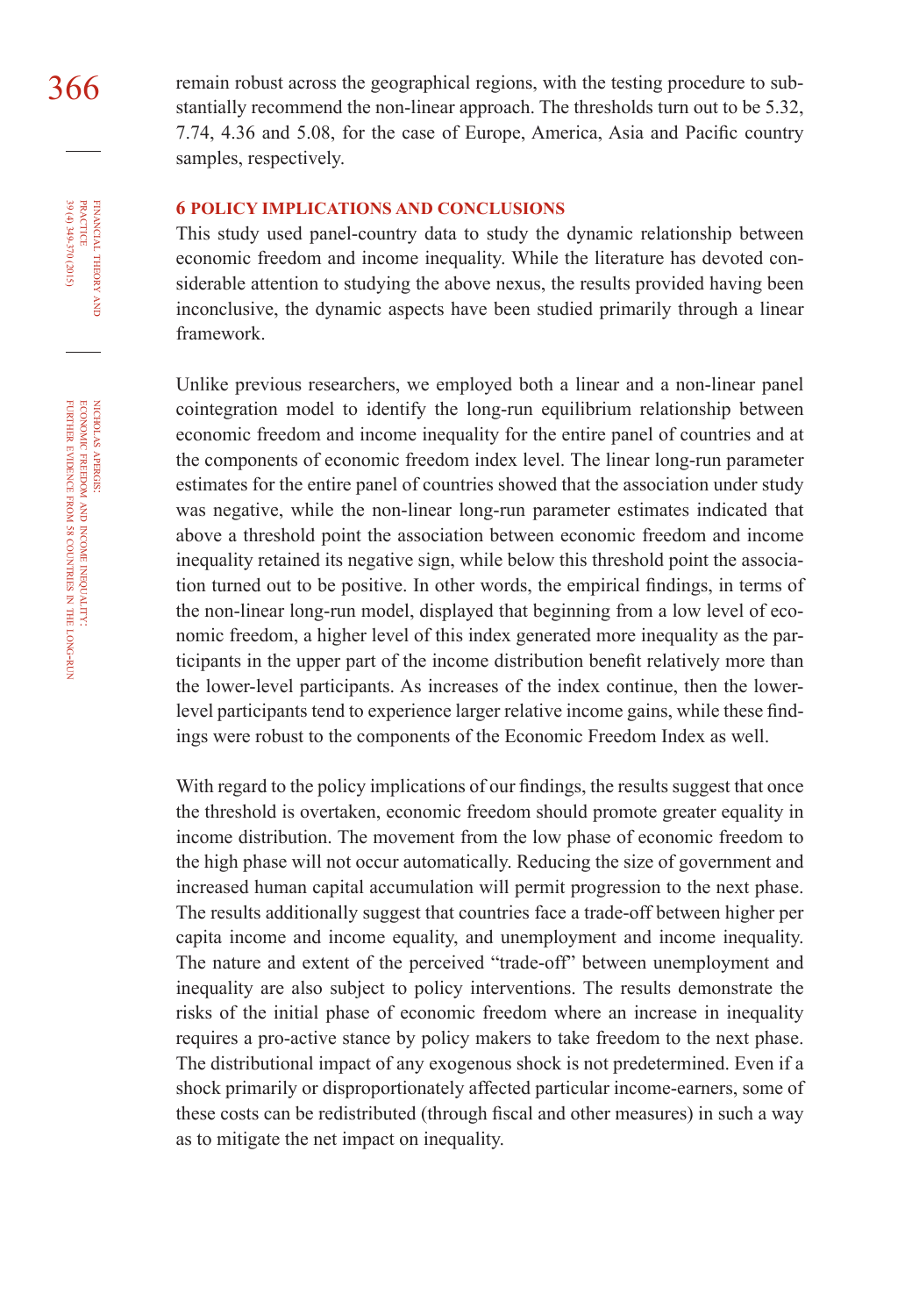remain robust across the geographical regions, with the testing procedure to substantially recommend the non-linear approach. The thresholds turn out to be 5.32, 7.74, 4.36 and 5.08, for the case of Europe, America, Asia and Pacific country samples, respectively.

## 6 POLICY IMPLICATIONS AND CONCLUSIONS

This study used panel-country data to study the dynamic relationship between economic freedom and income inequality. While the literature has devoted considerable attention to studying the above nexus, the results provided having been inconclusive, the dynamic aspects have been studied primarily through a linear framework.

Unlike previous researchers, we employed both a linear and a non-linear panel cointegration model to identify the long-run equilibrium relationship between economic freedom and income inequality for the entire panel of countries and at the components of economic freedom index level. The linear long-run parameter estimates for the entire panel of countries showed that the association under study was negative, while the non-linear long-run parameter estimates indicated that above a threshold point the association between economic freedom and income inequality retained its negative sign, while below this threshold point the association turned out to be positive. In other words, the empirical findings, in terms of the non-linear long-run model, displayed that beginning from a low level of economic freedom, a higher level of this index generated more inequality as the participants in the upper part of the income distribution benefit relatively more than the lower-level participants. As increases of the index continue, then the lower-level participants tend to experience larger relative income gains, while these findings were robust to the components of the Economic Freedom Index as well.

With regard to the policy implications of our findings, the results suggest that once the threshold is overtaken, economic freedom should promote greater equality in income distribution. The movement from the low phase of economic freedom to the high phase will not occur automatically. Reducing the size of government and increased human capital accumulation will permit progression to the next phase. The results additionally suggest that countries face a trade-off between higher per capita income and income equality, and unemployment and income inequality. The nature and extent of the perceived "trade-off" between unemployment and inequality are also subject to policy interventions. The results demonstrate the risks of the initial phase of economic freedom where an increase in inequality requires a pro-active stance by policy makers to take freedom to the next phase. The distributional impact of any exogenous shock is not predetermined. Even if a shock primarily or disproportionately affected particular income-earners, some of these costs can be redistributed (through fiscal and other measures) in such a way as to mitigate the net impact on inequality.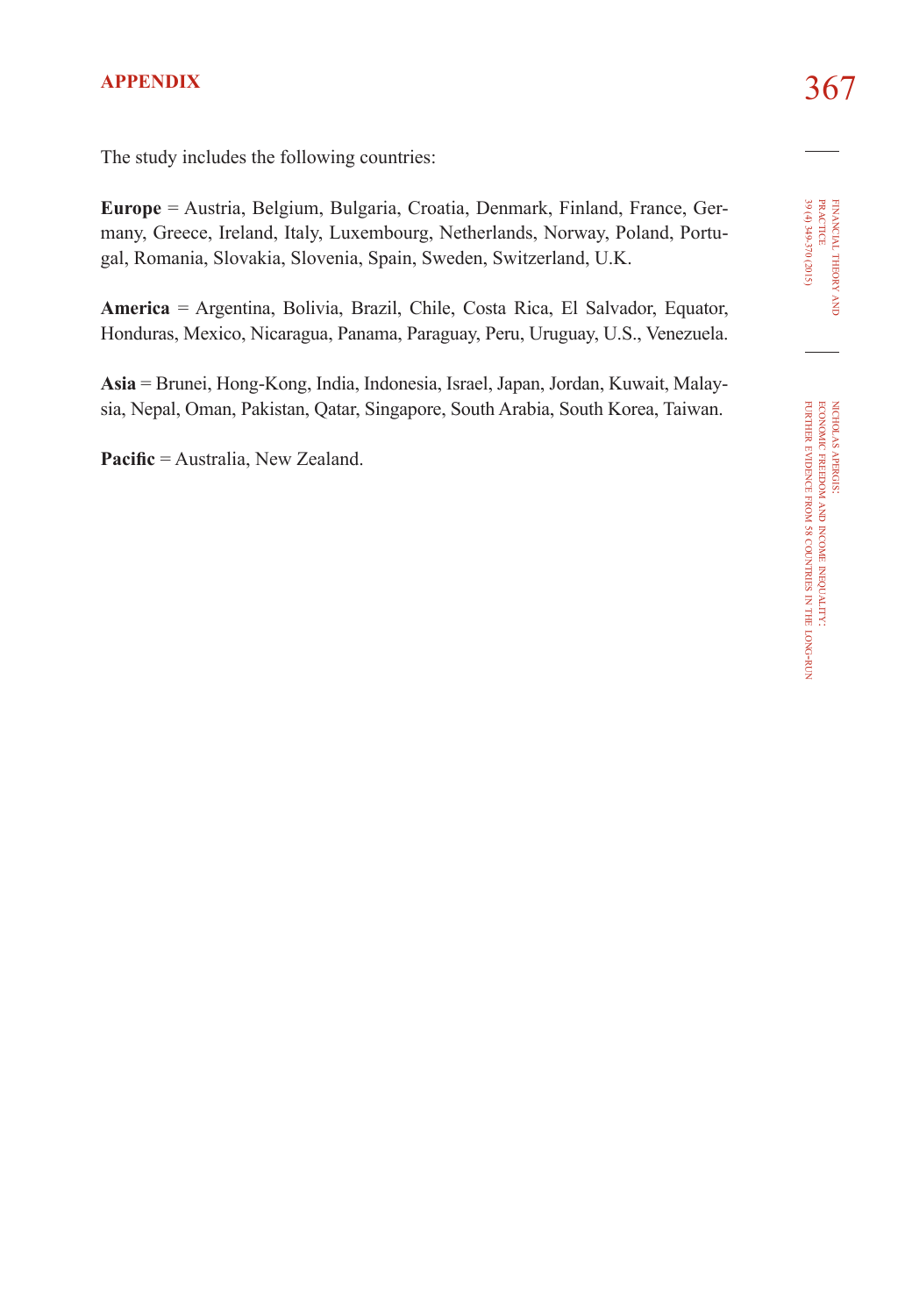## APPENDIX

The study includes the following countries:

**Europe** = Austria, Belgium, Bulgaria, Croatia, Denmark, Finland, France, Germany, Greece, Ireland, Italy, Luxembourg, Netherlands, Norway, Poland, Portugal, Romania, Slovakia, Slovenia, Spain, Sweden, Switzerland, U.K.

**America** = Argentina, Bolivia, Brazil, Chile, Costa Rica, El Salvador, Equator, Honduras, Mexico, Nicaragua, Panama, Paraguay, Peru, Uruguay, U.S., Venezuela.

**Asia** = Brunei, Hong-Kong, India, Indonesia, Israel, Japan, Jordan, Kuwait, Malaysia, Nepal, Oman, Pakistan, Qatar, Singapore, South Arabia, South Korea, Taiwan.

**Pacific** = Australia, New Zealand.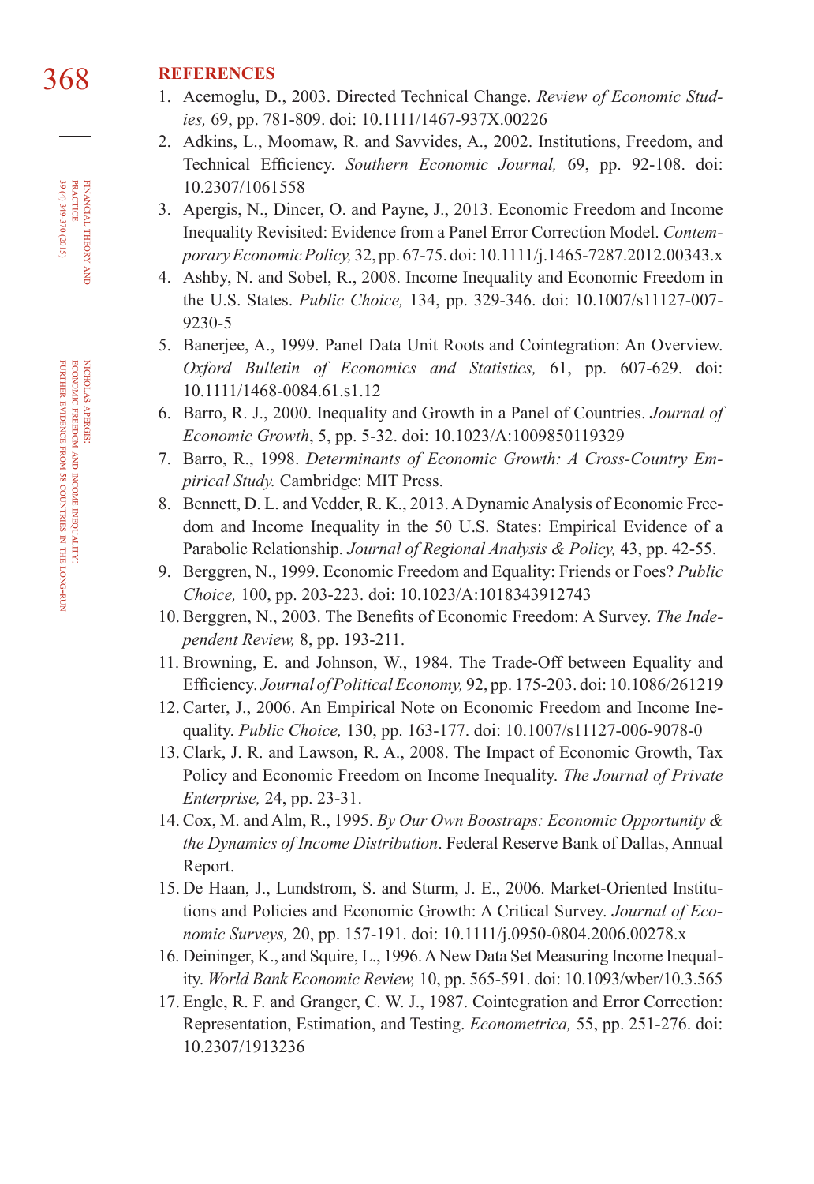## REFERENCES

1. Acemoglu, D., 2003. Directed Technical Change. *Review of Economic Studies,* 69, pp. 781-809. doi: 10.1111/1467-937X.00226
2. Adkins, L., Moomaw, R. and Savvides, A., 2002. Institutions, Freedom, and Technical Efficiency. *Southern Economic Journal,* 69, pp. 92-108. doi: 10.2307/1061558
3. Apergis, N., Dincer, O. and Payne, J., 2013. Economic Freedom and Income Inequality Revisited: Evidence from a Panel Error Correction Model. *Contemporary Economic Policy,* 32, pp. 67-75. doi: 10.1111/j.1465-7287.2012.00343.x
4. Ashby, N. and Sobel, R., 2008. Income Inequality and Economic Freedom in the U.S. States. *Public Choice,* 134, pp. 329-346. doi: 10.1007/s11127-007-9230-5
5. Banerjee, A., 1999. Panel Data Unit Roots and Cointegration: An Overview. *Oxford Bulletin of Economics and Statistics,* 61, pp. 607-629. doi: 10.1111/1468-0084.61.s1.12
6. Barro, R. J., 2000. Inequality and Growth in a Panel of Countries. *Journal of Economic Growth*, 5, pp. 5-32. doi: 10.1023/A:1009850119329
7. Barro, R., 1998. *Determinants of Economic Growth: A Cross-Country Empirical Study.* Cambridge: MIT Press.
8. Bennett, D. L. and Vedder, R. K., 2013. A Dynamic Analysis of Economic Freedom and Income Inequality in the 50 U.S. States: Empirical Evidence of a Parabolic Relationship. *Journal of Regional Analysis & Policy,* 43, pp. 42-55.
9. Berggren, N., 1999. Economic Freedom and Equality: Friends or Foes? *Public Choice,* 100, pp. 203-223. doi: 10.1023/A:1018343912743
10. Berggren, N., 2003. The Benefits of Economic Freedom: A Survey. *The Independent Review,* 8, pp. 193-211.
11. Browning, E. and Johnson, W., 1984. The Trade-Off between Equality and Efficiency. *Journal of Political Economy,* 92, pp. 175-203. doi: 10.1086/261219
12. Carter, J., 2006. An Empirical Note on Economic Freedom and Income Inequality. *Public Choice,* 130, pp. 163-177. doi: 10.1007/s11127-006-9078-0
13. Clark, J. R. and Lawson, R. A., 2008. The Impact of Economic Growth, Tax Policy and Economic Freedom on Income Inequality. *The Journal of Private Enterprise,* 24, pp. 23-31.
14. Cox, M. and Alm, R., 1995. *By Our Own Boostraps: Economic Opportunity & the Dynamics of Income Distribution*. Federal Reserve Bank of Dallas, Annual Report.
15. De Haan, J., Lundstrom, S. and Sturm, J. E., 2006. Market-Oriented Institutions and Policies and Economic Growth: A Critical Survey. *Journal of Economic Surveys,* 20, pp. 157-191. doi: 10.1111/j.0950-0804.2006.00278.x
16. Deininger, K., and Squire, L., 1996. A New Data Set Measuring Income Inequality. *World Bank Economic Review,* 10, pp. 565-591. doi: 10.1093/wber/10.3.565
17. Engle, R. F. and Granger, C. W. J., 1987. Cointegration and Error Correction: Representation, Estimation, and Testing. *Econometrica,* 55, pp. 251-276. doi: 10.2307/1913236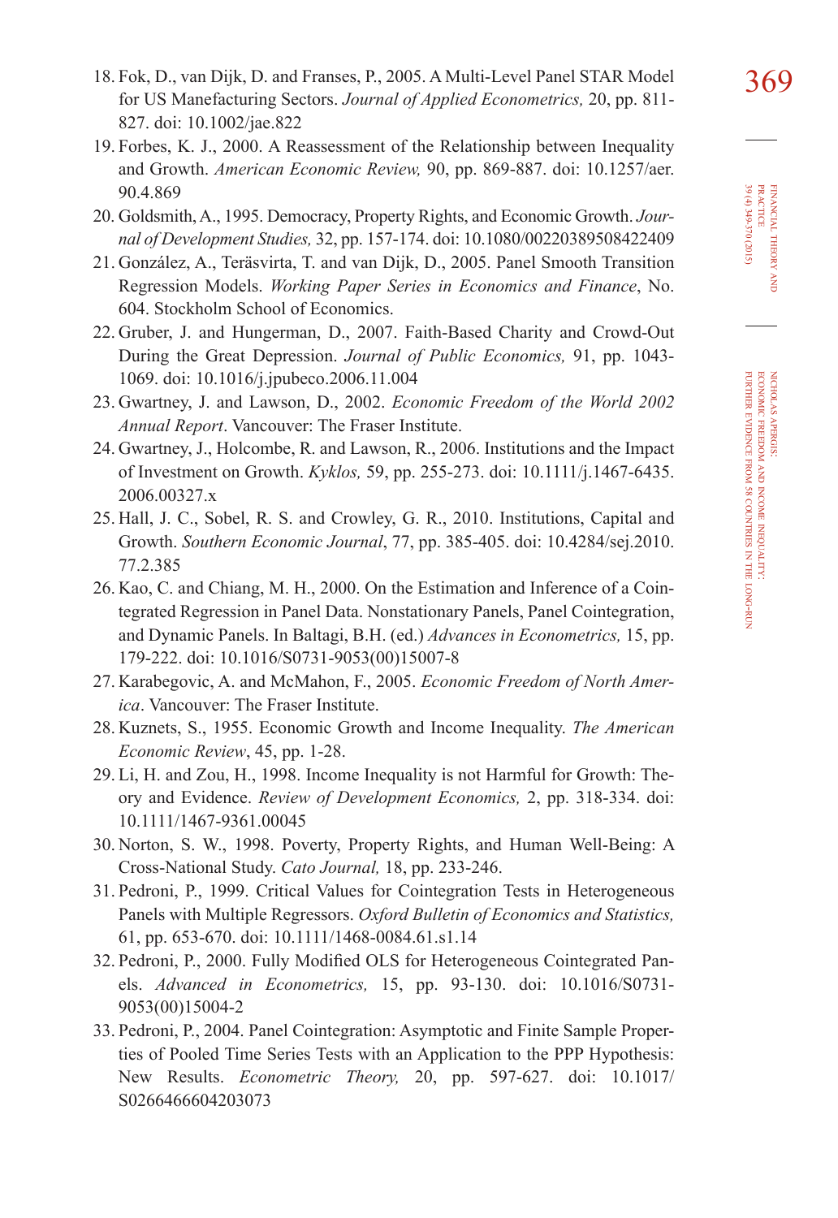18. Fok, D., van Dijk, D. and Franses, P., 2005. A Multi-Level Panel STAR Model for US Manefacturing Sectors. *Journal of Applied Econometrics,* 20, pp. 811-827. doi: 10.1002/jae.822
19. Forbes, K. J., 2000. A Reassessment of the Relationship between Inequality and Growth. *American Economic Review,* 90, pp. 869-887. doi: 10.1257/aer.90.4.869
20. Goldsmith, A., 1995. Democracy, Property Rights, and Economic Growth. *Journal of Development Studies,* 32, pp. 157-174. doi: 10.1080/00220389508422409
21. González, A., Teräsvirta, T. and van Dijk, D., 2005. Panel Smooth Transition Regression Models. *Working Paper Series in Economics and Finance*, No. 604. Stockholm School of Economics.
22. Gruber, J. and Hungerman, D., 2007. Faith-Based Charity and Crowd-Out During the Great Depression. *Journal of Public Economics,* 91, pp. 1043-1069. doi: 10.1016/j.jpubeco.2006.11.004
23. Gwartney, J. and Lawson, D., 2002. *Economic Freedom of the World 2002 Annual Report*. Vancouver: The Fraser Institute.
24. Gwartney, J., Holcombe, R. and Lawson, R., 2006. Institutions and the Impact of Investment on Growth. *Kyklos,* 59, pp. 255-273. doi: 10.1111/j.1467-6435.2006.00327.x
25. Hall, J. C., Sobel, R. S. and Crowley, G. R., 2010. Institutions, Capital and Growth. *Southern Economic Journal*, 77, pp. 385-405. doi: 10.4284/sej.2010.77.2.385
26. Kao, C. and Chiang, M. H., 2000. On the Estimation and Inference of a Cointegrated Regression in Panel Data. Nonstationary Panels, Panel Cointegration, and Dynamic Panels. In Baltagi, B.H. (ed.) *Advances in Econometrics,* 15, pp. 179-222. doi: 10.1016/S0731-9053(00)15007-8
27. Karabegovic, A. and McMahon, F., 2005. *Economic Freedom of North America*. Vancouver: The Fraser Institute.
28. Kuznets, S., 1955. Economic Growth and Income Inequality. *The American Economic Review*, 45, pp. 1-28.
29. Li, H. and Zou, H., 1998. Income Inequality is not Harmful for Growth: Theory and Evidence. *Review of Development Economics,* 2, pp. 318-334. doi: 10.1111/1467-9361.00045
30. Norton, S. W., 1998. Poverty, Property Rights, and Human Well-Being: A Cross-National Study. *Cato Journal,* 18, pp. 233-246.
31. Pedroni, P., 1999. Critical Values for Cointegration Tests in Heterogeneous Panels with Multiple Regressors. *Oxford Bulletin of Economics and Statistics,* 61, pp. 653-670. doi: 10.1111/1468-0084.61.s1.14
32. Pedroni, P., 2000. Fully Modified OLS for Heterogeneous Cointegrated Panels. *Advanced in Econometrics,* 15, pp. 93-130. doi: 10.1016/S0731-9053(00)15004-2
33. Pedroni, P., 2004. Panel Cointegration: Asymptotic and Finite Sample Properties of Pooled Time Series Tests with an Application to the PPP Hypothesis: New Results. *Econometric Theory,* 20, pp. 597-627. doi: 10.1017/S0266466604203073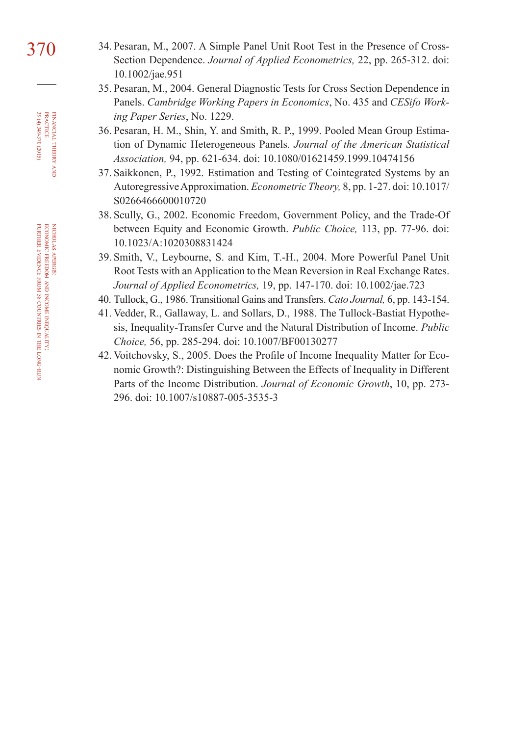34. Pesaran, M., 2007. A Simple Panel Unit Root Test in the Presence of Cross-Section Dependence. *Journal of Applied Econometrics,* 22, pp. 265-312. doi: 10.1002/jae.951
35. Pesaran, M., 2004. General Diagnostic Tests for Cross Section Dependence in Panels. *Cambridge Working Papers in Economics*, No. 435 and *CESifo Working Paper Series*, No. 1229.
36. Pesaran, H. M., Shin, Y. and Smith, R. P., 1999. Pooled Mean Group Estimation of Dynamic Heterogeneous Panels. *Journal of the American Statistical Association,* 94, pp. 621-634. doi: 10.1080/01621459.1999.10474156
37. Saikkonen, P., 1992. Estimation and Testing of Cointegrated Systems by an Autoregressive Approximation. *Econometric Theory,* 8, pp. 1-27. doi: 10.1017/S0266466600010720
38. Scully, G., 2002. Economic Freedom, Government Policy, and the Trade-Of between Equity and Economic Growth. *Public Choice,* 113, pp. 77-96. doi: 10.1023/A:1020308831424
39. Smith, V., Leybourne, S. and Kim, T.-H., 2004. More Powerful Panel Unit Root Tests with an Application to the Mean Reversion in Real Exchange Rates. *Journal of Applied Econometrics,* 19, pp. 147-170. doi: 10.1002/jae.723
40. Tullock, G., 1986. Transitional Gains and Transfers. *Cato Journal,* 6, pp. 143-154.
41. Vedder, R., Gallaway, L. and Sollars, D., 1988. The Tullock-Bastiat Hypothesis, Inequality-Transfer Curve and the Natural Distribution of Income. *Public Choice,* 56, pp. 285-294. doi: 10.1007/BF00130277
42. Voitchovsky, S., 2005. Does the Profile of Income Inequality Matter for Economic Growth?: Distinguishing Between the Effects of Inequality in Different Parts of the Income Distribution. *Journal of Economic Growth*, 10, pp. 273-296. doi: 10.1007/s10887-005-3535-3